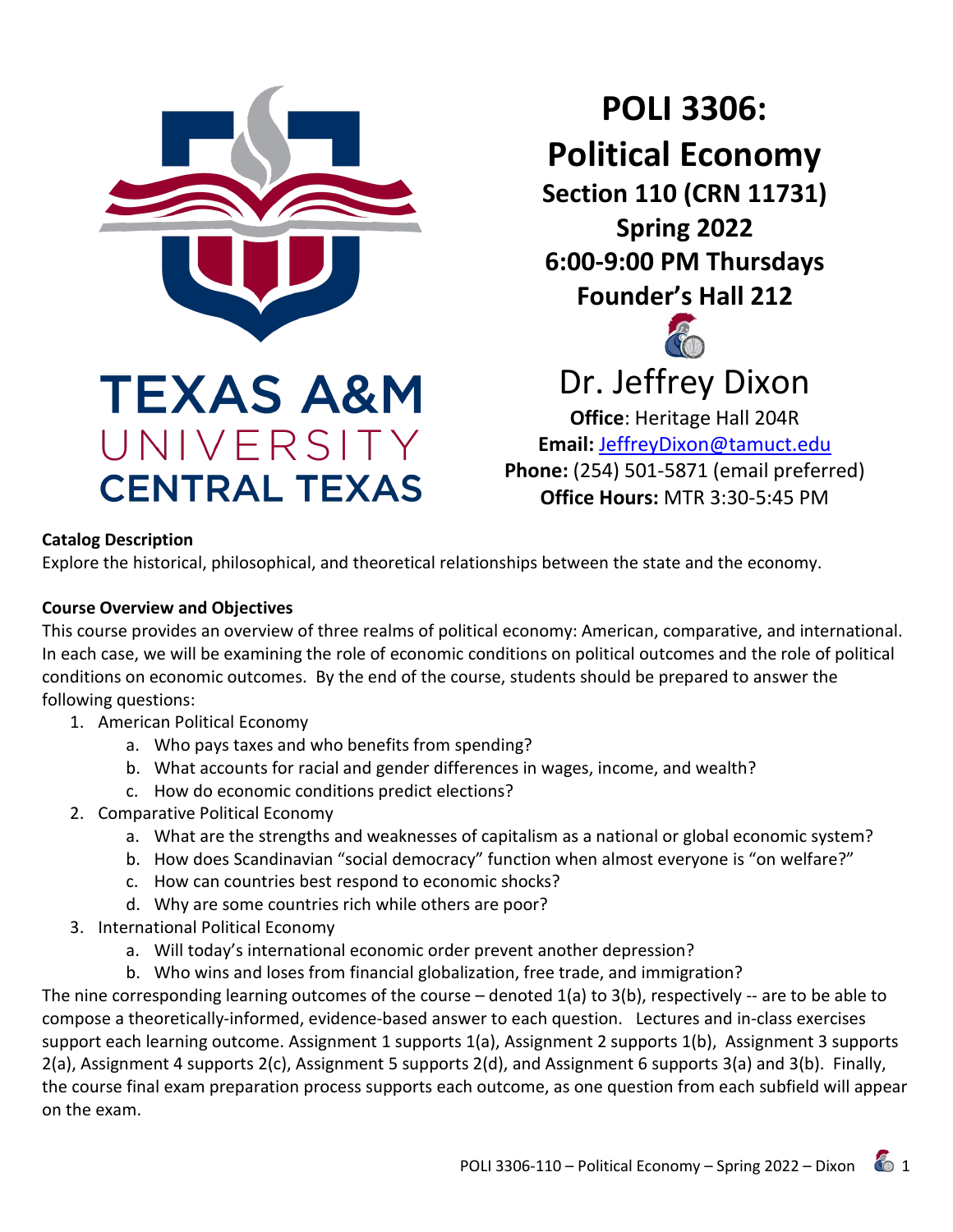TEXAS A&M UNIVERSITY CENTRAL TEXAS

# POLI 3306: Political Economy

**Section 110 (CRN 11731)**
**Spring 2022**
**6:00-9:00 PM Thursdays**
**Founder's Hall 212**

## Dr. Jeffrey Dixon

**Office**: Heritage Hall 204R
**Email:** JeffreyDixon@tamuct.edu
**Phone:** (254) 501-5871 (email preferred)
**Office Hours:** MTR 3:30-5:45 PM

**Catalog Description**

Explore the historical, philosophical, and theoretical relationships between the state and the economy.

**Course Overview and Objectives**

This course provides an overview of three realms of political economy: American, comparative, and international. In each case, we will be examining the role of economic conditions on political outcomes and the role of political conditions on economic outcomes. By the end of the course, students should be prepared to answer the following questions:

1. American Political Economy
   a. Who pays taxes and who benefits from spending?
   b. What accounts for racial and gender differences in wages, income, and wealth?
   c. How do economic conditions predict elections?
2. Comparative Political Economy
   a. What are the strengths and weaknesses of capitalism as a national or global economic system?
   b. How does Scandinavian "social democracy" function when almost everyone is "on welfare?"
   c. How can countries best respond to economic shocks?
   d. Why are some countries rich while others are poor?
3. International Political Economy
   a. Will today's international economic order prevent another depression?
   b. Who wins and loses from financial globalization, free trade, and immigration?

The nine corresponding learning outcomes of the course – denoted 1(a) to 3(b), respectively -- are to be able to compose a theoretically-informed, evidence-based answer to each question. Lectures and in-class exercises support each learning outcome. Assignment 1 supports 1(a), Assignment 2 supports 1(b), Assignment 3 supports 2(a), Assignment 4 supports 2(c), Assignment 5 supports 2(d), and Assignment 6 supports 3(a) and 3(b). Finally, the course final exam preparation process supports each outcome, as one question from each subfield will appear on the exam.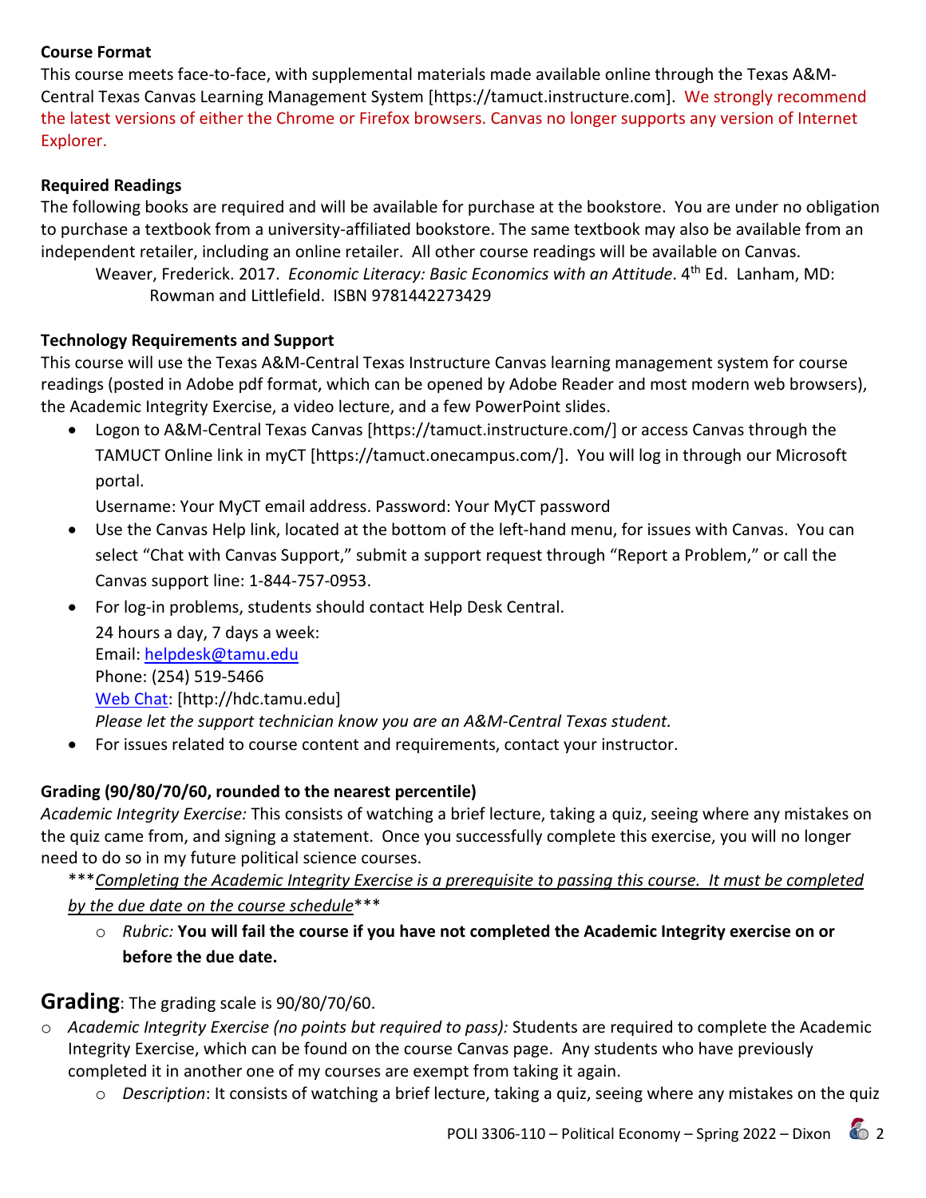**Course Format**

This course meets face-to-face, with supplemental materials made available online through the Texas A&M-Central Texas Canvas Learning Management System [https://tamuct.instructure.com]. We strongly recommend the latest versions of either the Chrome or Firefox browsers. Canvas no longer supports any version of Internet Explorer.

**Required Readings**

The following books are required and will be available for purchase at the bookstore. You are under no obligation to purchase a textbook from a university-affiliated bookstore. The same textbook may also be available from an independent retailer, including an online retailer. All other course readings will be available on Canvas.

Weaver, Frederick. 2017. *Economic Literacy: Basic Economics with an Attitude*. 4th Ed. Lanham, MD: Rowman and Littlefield. ISBN 9781442273429

**Technology Requirements and Support**

This course will use the Texas A&M-Central Texas Instructure Canvas learning management system for course readings (posted in Adobe pdf format, which can be opened by Adobe Reader and most modern web browsers), the Academic Integrity Exercise, a video lecture, and a few PowerPoint slides.

- Logon to A&M-Central Texas Canvas [https://tamuct.instructure.com/] or access Canvas through the TAMUCT Online link in myCT [https://tamuct.onecampus.com/]. You will log in through our Microsoft portal.

  Username: Your MyCT email address. Password: Your MyCT password
- Use the Canvas Help link, located at the bottom of the left-hand menu, for issues with Canvas. You can select "Chat with Canvas Support," submit a support request through "Report a Problem," or call the Canvas support line: 1-844-757-0953.
- For log-in problems, students should contact Help Desk Central.

  24 hours a day, 7 days a week:
  Email: helpdesk@tamu.edu
  Phone: (254) 519-5466
  Web Chat: [http://hdc.tamu.edu]
  *Please let the support technician know you are an A&M-Central Texas student.*
- For issues related to course content and requirements, contact your instructor.

**Grading (90/80/70/60, rounded to the nearest percentile)**

*Academic Integrity Exercise:* This consists of watching a brief lecture, taking a quiz, seeing where any mistakes on the quiz came from, and signing a statement. Once you successfully complete this exercise, you will no longer need to do so in my future political science courses.

***Completing the Academic Integrity Exercise is a prerequisite to passing this course. It must be completed by the due date on the course schedule***

- *Rubric:* **You will fail the course if you have not completed the Academic Integrity exercise on or before the due date.**

## Grading: The grading scale is 90/80/70/60.

- *Academic Integrity Exercise (no points but required to pass):* Students are required to complete the Academic Integrity Exercise, which can be found on the course Canvas page. Any students who have previously completed it in another one of my courses are exempt from taking it again.
  - *Description*: It consists of watching a brief lecture, taking a quiz, seeing where any mistakes on the quiz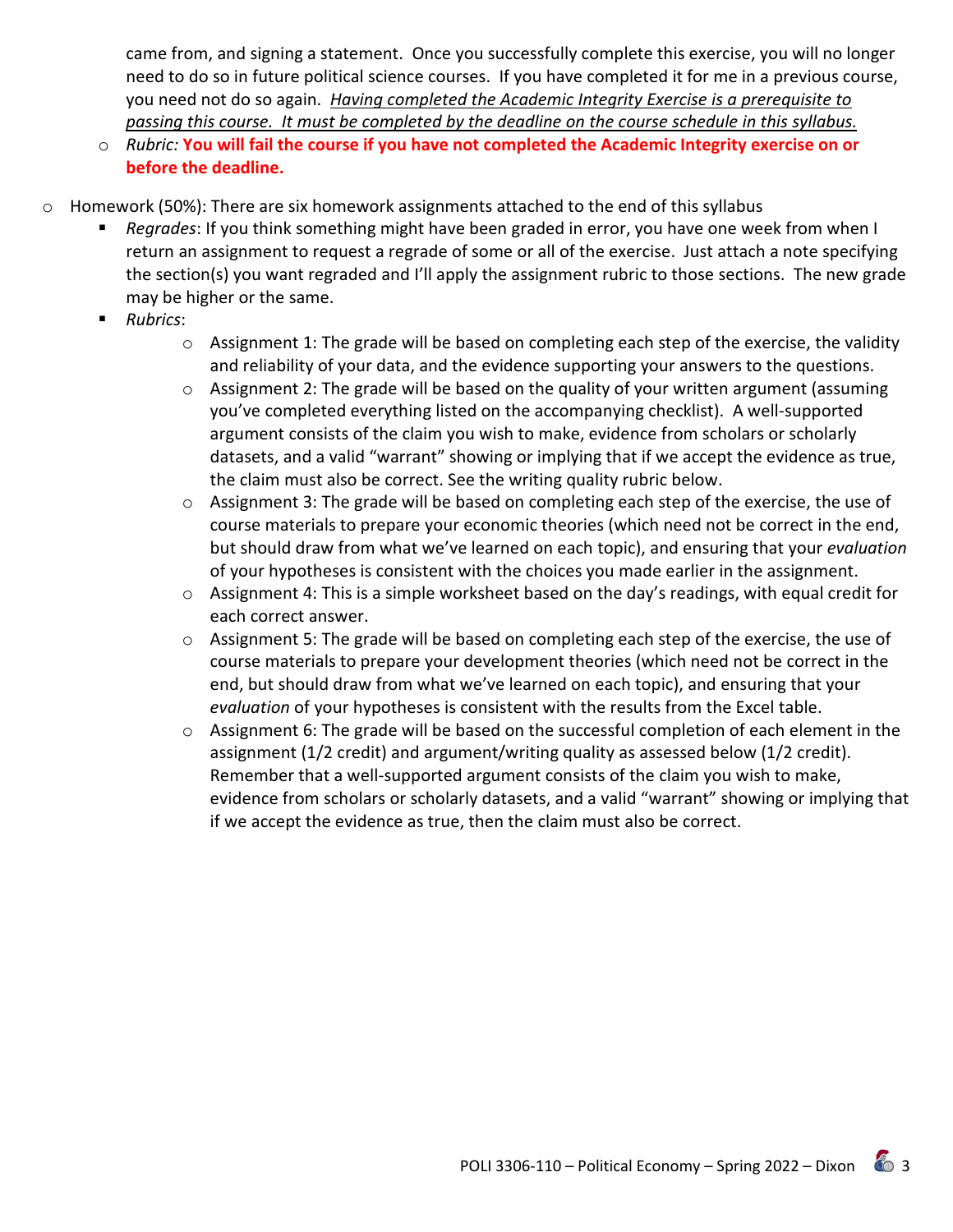came from, and signing a statement. Once you successfully complete this exercise, you will no longer need to do so in future political science courses. If you have completed it for me in a previous course, you need not do so again. _Having completed the Academic Integrity Exercise is a prerequisite to passing this course. It must be completed by the deadline on the course schedule in this syllabus._

  - *Rubric:* **You will fail the course if you have not completed the Academic Integrity exercise on or before the deadline.**

- Homework (50%): There are six homework assignments attached to the end of this syllabus
  - *Regrades*: If you think something might have been graded in error, you have one week from when I return an assignment to request a regrade of some or all of the exercise. Just attach a note specifying the section(s) you want regraded and I'll apply the assignment rubric to those sections. The new grade may be higher or the same.
  - *Rubrics*:
    - Assignment 1: The grade will be based on completing each step of the exercise, the validity and reliability of your data, and the evidence supporting your answers to the questions.
    - Assignment 2: The grade will be based on the quality of your written argument (assuming you've completed everything listed on the accompanying checklist). A well-supported argument consists of the claim you wish to make, evidence from scholars or scholarly datasets, and a valid "warrant" showing or implying that if we accept the evidence as true, the claim must also be correct. See the writing quality rubric below.
    - Assignment 3: The grade will be based on completing each step of the exercise, the use of course materials to prepare your economic theories (which need not be correct in the end, but should draw from what we've learned on each topic), and ensuring that your *evaluation* of your hypotheses is consistent with the choices you made earlier in the assignment.
    - Assignment 4: This is a simple worksheet based on the day's readings, with equal credit for each correct answer.
    - Assignment 5: The grade will be based on completing each step of the exercise, the use of course materials to prepare your development theories (which need not be correct in the end, but should draw from what we've learned on each topic), and ensuring that your *evaluation* of your hypotheses is consistent with the results from the Excel table.
    - Assignment 6: The grade will be based on the successful completion of each element in the assignment (1/2 credit) and argument/writing quality as assessed below (1/2 credit). Remember that a well-supported argument consists of the claim you wish to make, evidence from scholars or scholarly datasets, and a valid "warrant" showing or implying that if we accept the evidence as true, then the claim must also be correct.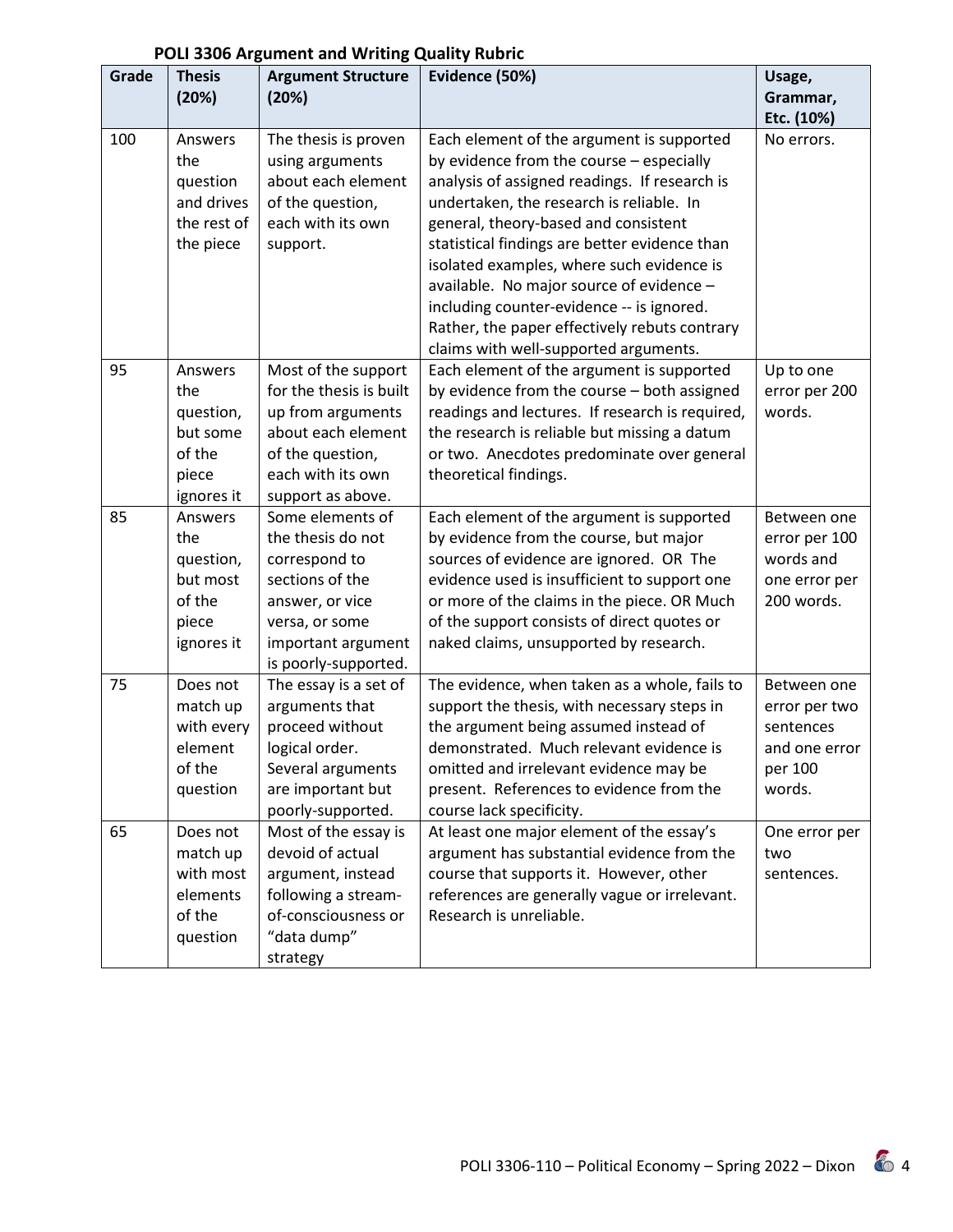## POLI 3306 Argument and Writing Quality Rubric

| Grade | Thesis (20%) | Argument Structure (20%) | Evidence (50%) | Usage, Grammar, Etc. (10%) |
|---|---|---|---|---|
| 100 | Answers the question and drives the rest of the piece | The thesis is proven using arguments about each element of the question, each with its own support. | Each element of the argument is supported by evidence from the course – especially analysis of assigned readings. If research is undertaken, the research is reliable. In general, theory-based and consistent statistical findings are better evidence than isolated examples, where such evidence is available. No major source of evidence – including counter-evidence -- is ignored. Rather, the paper effectively rebuts contrary claims with well-supported arguments. | No errors. |
| 95 | Answers the question, but some of the piece ignores it | Most of the support for the thesis is built up from arguments about each element of the question, each with its own support as above. | Each element of the argument is supported by evidence from the course – both assigned readings and lectures. If research is required, the research is reliable but missing a datum or two. Anecdotes predominate over general theoretical findings. | Up to one error per 200 words. |
| 85 | Answers the question, but most of the piece ignores it | Some elements of the thesis do not correspond to sections of the answer, or vice versa, or some important argument is poorly-supported. | Each element of the argument is supported by evidence from the course, but major sources of evidence are ignored. OR The evidence used is insufficient to support one or more of the claims in the piece. OR Much of the support consists of direct quotes or naked claims, unsupported by research. | Between one error per 100 words and one error per 200 words. |
| 75 | Does not match up with every element of the question | The essay is a set of arguments that proceed without logical order. Several arguments are important but poorly-supported. | The evidence, when taken as a whole, fails to support the thesis, with necessary steps in the argument being assumed instead of demonstrated. Much relevant evidence is omitted and irrelevant evidence may be present. References to evidence from the course lack specificity. | Between one error per two sentences and one error per 100 words. |
| 65 | Does not match up with most elements of the question | Most of the essay is devoid of actual argument, instead following a stream-of-consciousness or "data dump" strategy | At least one major element of the essay's argument has substantial evidence from the course that supports it. However, other references are generally vague or irrelevant. Research is unreliable. | One error per two sentences. |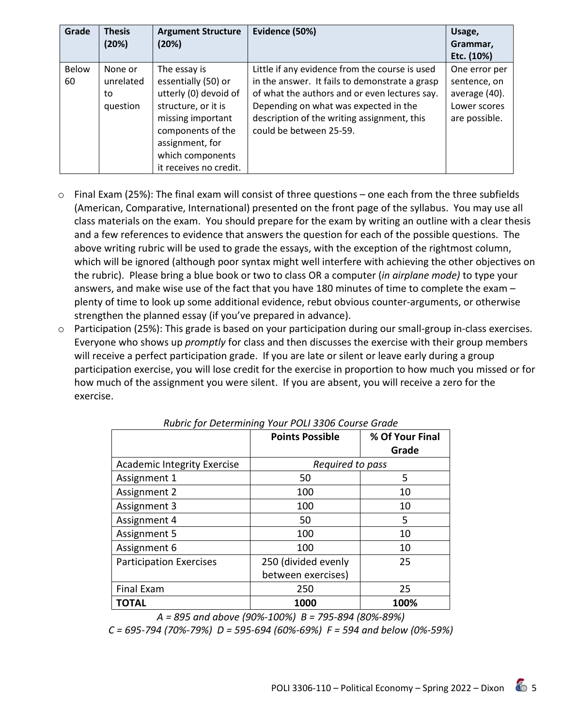| Grade | Thesis (20%) | Argument Structure (20%) | Evidence (50%) | Usage, Grammar, Etc. (10%) |
|---|---|---|---|---|
| Below 60 | None or unrelated to question | The essay is essentially (50) or utterly (0) devoid of structure, or it is missing important components of the assignment, for which components it receives no credit. | Little if any evidence from the course is used in the answer. It fails to demonstrate a grasp of what the authors and or even lectures say. Depending on what was expected in the description of the writing assignment, this could be between 25-59. | One error per sentence, on average (40). Lower scores are possible. |

- Final Exam (25%): The final exam will consist of three questions – one each from the three subfields (American, Comparative, International) presented on the front page of the syllabus. You may use all class materials on the exam. You should prepare for the exam by writing an outline with a clear thesis and a few references to evidence that answers the question for each of the possible questions. The above writing rubric will be used to grade the essays, with the exception of the rightmost column, which will be ignored (although poor syntax might well interfere with achieving the other objectives on the rubric). Please bring a blue book or two to class OR a computer (*in airplane mode)* to type your answers, and make wise use of the fact that you have 180 minutes of time to complete the exam – plenty of time to look up some additional evidence, rebut obvious counter-arguments, or otherwise strengthen the planned essay (if you've prepared in advance).
- Participation (25%): This grade is based on your participation during our small-group in-class exercises. Everyone who shows up *promptly* for class and then discusses the exercise with their group members will receive a perfect participation grade. If you are late or silent or leave early during a group participation exercise, you will lose credit for the exercise in proportion to how much you missed or for how much of the assignment you were silent. If you are absent, you will receive a zero for the exercise.

*Rubric for Determining Your POLI 3306 Course Grade*

| | Points Possible | % Of Your Final Grade |
|---|---|---|
| Academic Integrity Exercise | *Required to pass* | |
| Assignment 1 | 50 | 5 |
| Assignment 2 | 100 | 10 |
| Assignment 3 | 100 | 10 |
| Assignment 4 | 50 | 5 |
| Assignment 5 | 100 | 10 |
| Assignment 6 | 100 | 10 |
| Participation Exercises | 250 (divided evenly between exercises) | 25 |
| Final Exam | 250 | 25 |
| **TOTAL** | **1000** | **100%** |

*A = 895 and above (90%-100%) B = 795-894 (80%-89%)*
*C = 695-794 (70%-79%) D = 595-694 (60%-69%) F = 594 and below (0%-59%)*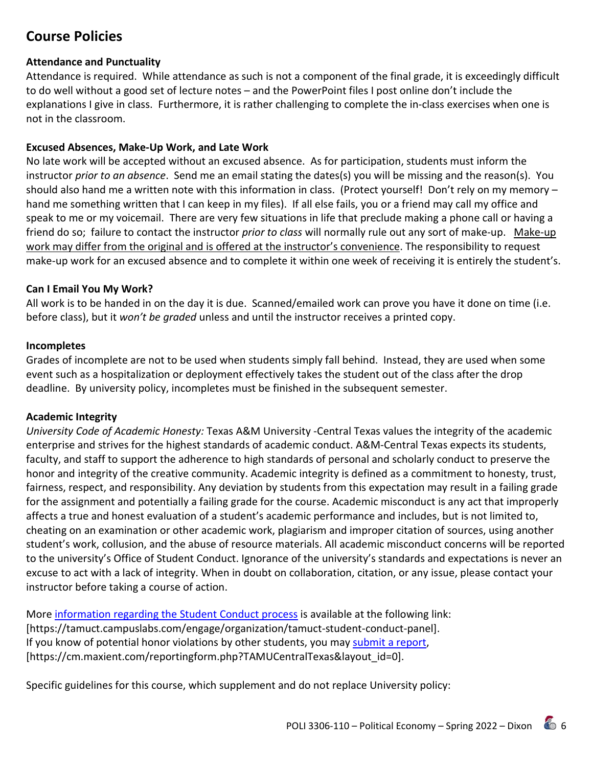## Course Policies

**Attendance and Punctuality**

Attendance is required. While attendance as such is not a component of the final grade, it is exceedingly difficult to do well without a good set of lecture notes – and the PowerPoint files I post online don't include the explanations I give in class. Furthermore, it is rather challenging to complete the in-class exercises when one is not in the classroom.

**Excused Absences, Make-Up Work, and Late Work**

No late work will be accepted without an excused absence. As for participation, students must inform the instructor *prior to an absence*. Send me an email stating the dates(s) you will be missing and the reason(s). You should also hand me a written note with this information in class. (Protect yourself! Don't rely on my memory – hand me something written that I can keep in my files). If all else fails, you or a friend may call my office and speak to me or my voicemail. There are very few situations in life that preclude making a phone call or having a friend do so; failure to contact the instructor *prior to class* will normally rule out any sort of make-up. <u>Make-up work may differ from the original and is offered at the instructor's convenience</u>. The responsibility to request make-up work for an excused absence and to complete it within one week of receiving it is entirely the student's.

**Can I Email You My Work?**

All work is to be handed in on the day it is due. Scanned/emailed work can prove you have it done on time (i.e. before class), but it *won't be graded* unless and until the instructor receives a printed copy.

**Incompletes**

Grades of incomplete are not to be used when students simply fall behind. Instead, they are used when some event such as a hospitalization or deployment effectively takes the student out of the class after the drop deadline. By university policy, incompletes must be finished in the subsequent semester.

**Academic Integrity**

*University Code of Academic Honesty:* Texas A&M University -Central Texas values the integrity of the academic enterprise and strives for the highest standards of academic conduct. A&M-Central Texas expects its students, faculty, and staff to support the adherence to high standards of personal and scholarly conduct to preserve the honor and integrity of the creative community. Academic integrity is defined as a commitment to honesty, trust, fairness, respect, and responsibility. Any deviation by students from this expectation may result in a failing grade for the assignment and potentially a failing grade for the course. Academic misconduct is any act that improperly affects a true and honest evaluation of a student's academic performance and includes, but is not limited to, cheating on an examination or other academic work, plagiarism and improper citation of sources, using another student's work, collusion, and the abuse of resource materials. All academic misconduct concerns will be reported to the university's Office of Student Conduct. Ignorance of the university's standards and expectations is never an excuse to act with a lack of integrity. When in doubt on collaboration, citation, or any issue, please contact your instructor before taking a course of action.

More [information regarding the Student Conduct process](https://tamuct.campuslabs.com/engage/organization/tamuct-student-conduct-panel) is available at the following link: [https://tamuct.campuslabs.com/engage/organization/tamuct-student-conduct-panel].
If you know of potential honor violations by other students, you may [submit a report](https://cm.maxient.com/reportingform.php?TAMUCentralTexas&layout_id=0), [https://cm.maxient.com/reportingform.php?TAMUCentralTexas&layout_id=0].

Specific guidelines for this course, which supplement and do not replace University policy: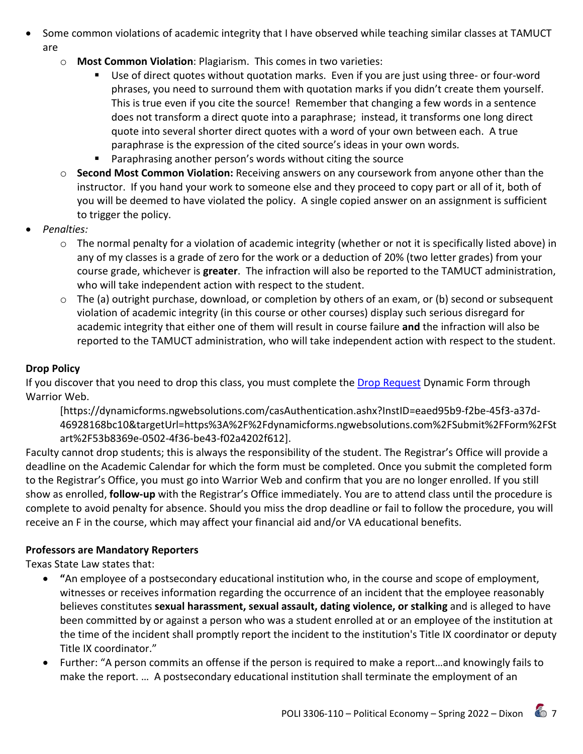- Some common violations of academic integrity that I have observed while teaching similar classes at TAMUCT are
  - **Most Common Violation**: Plagiarism. This comes in two varieties:
    - Use of direct quotes without quotation marks. Even if you are just using three- or four-word phrases, you need to surround them with quotation marks if you didn't create them yourself. This is true even if you cite the source! Remember that changing a few words in a sentence does not transform a direct quote into a paraphrase; instead, it transforms one long direct quote into several shorter direct quotes with a word of your own between each. A true paraphrase is the expression of the cited source's ideas in your own words.
    - Paraphrasing another person's words without citing the source
  - **Second Most Common Violation:** Receiving answers on any coursework from anyone other than the instructor. If you hand your work to someone else and they proceed to copy part or all of it, both of you will be deemed to have violated the policy. A single copied answer on an assignment is sufficient to trigger the policy.
- *Penalties:*
  - The normal penalty for a violation of academic integrity (whether or not it is specifically listed above) in any of my classes is a grade of zero for the work or a deduction of 20% (two letter grades) from your course grade, whichever is **greater**. The infraction will also be reported to the TAMUCT administration, who will take independent action with respect to the student.
  - The (a) outright purchase, download, or completion by others of an exam, or (b) second or subsequent violation of academic integrity (in this course or other courses) display such serious disregard for academic integrity that either one of them will result in course failure **and** the infraction will also be reported to the TAMUCT administration, who will take independent action with respect to the student.

**Drop Policy**

If you discover that you need to drop this class, you must complete the Drop Request Dynamic Form through Warrior Web.

[https://dynamicforms.ngwebsolutions.com/casAuthentication.ashx?InstID=eaed95b9-f2be-45f3-a37d-46928168bc10&targetUrl=https%3A%2F%2Fdynamicforms.ngwebsolutions.com%2FSubmit%2FForm%2FStart%2F53b8369e-0502-4f36-be43-f02a4202f612].

Faculty cannot drop students; this is always the responsibility of the student. The Registrar's Office will provide a deadline on the Academic Calendar for which the form must be completed. Once you submit the completed form to the Registrar's Office, you must go into Warrior Web and confirm that you are no longer enrolled. If you still show as enrolled, **follow-up** with the Registrar's Office immediately. You are to attend class until the procedure is complete to avoid penalty for absence. Should you miss the drop deadline or fail to follow the procedure, you will receive an F in the course, which may affect your financial aid and/or VA educational benefits.

**Professors are Mandatory Reporters**

Texas State Law states that:

- **"**An employee of a postsecondary educational institution who, in the course and scope of employment, witnesses or receives information regarding the occurrence of an incident that the employee reasonably believes constitutes **sexual harassment, sexual assault, dating violence, or stalking** and is alleged to have been committed by or against a person who was a student enrolled at or an employee of the institution at the time of the incident shall promptly report the incident to the institution's Title IX coordinator or deputy Title IX coordinator."
- Further: "A person commits an offense if the person is required to make a report…and knowingly fails to make the report. … A postsecondary educational institution shall terminate the employment of an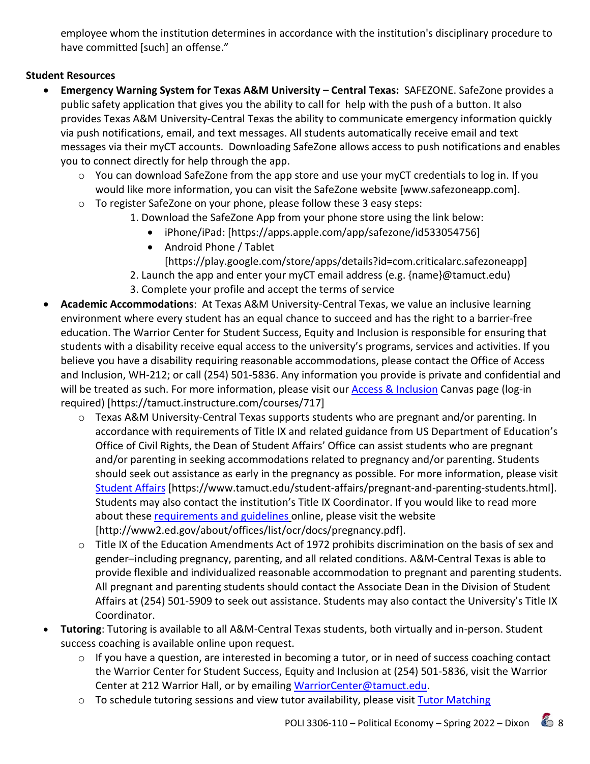employee whom the institution determines in accordance with the institution's disciplinary procedure to have committed [such] an offense."

**Student Resources**

- **Emergency Warning System for Texas A&M University – Central Texas:** SAFEZONE. SafeZone provides a public safety application that gives you the ability to call for help with the push of a button. It also provides Texas A&M University-Central Texas the ability to communicate emergency information quickly via push notifications, email, and text messages. All students automatically receive email and text messages via their myCT accounts. Downloading SafeZone allows access to push notifications and enables you to connect directly for help through the app.
  - You can download SafeZone from the app store and use your myCT credentials to log in. If you would like more information, you can visit the SafeZone website [www.safezoneapp.com].
  - To register SafeZone on your phone, please follow these 3 easy steps:
    1. Download the SafeZone App from your phone store using the link below:
       - iPhone/iPad: [https://apps.apple.com/app/safezone/id533054756]
       - Android Phone / Tablet [https://play.google.com/store/apps/details?id=com.criticalarc.safezoneapp]
    2. Launch the app and enter your myCT email address (e.g. {name}@tamuct.edu)
    3. Complete your profile and accept the terms of service
- **Academic Accommodations**: At Texas A&M University-Central Texas, we value an inclusive learning environment where every student has an equal chance to succeed and has the right to a barrier-free education. The Warrior Center for Student Success, Equity and Inclusion is responsible for ensuring that students with a disability receive equal access to the university's programs, services and activities. If you believe you have a disability requiring reasonable accommodations, please contact the Office of Access and Inclusion, WH-212; or call (254) 501-5836. Any information you provide is private and confidential and will be treated as such. For more information, please visit our Access & Inclusion Canvas page (log-in required) [https://tamuct.instructure.com/courses/717]
  - Texas A&M University-Central Texas supports students who are pregnant and/or parenting. In accordance with requirements of Title IX and related guidance from US Department of Education's Office of Civil Rights, the Dean of Student Affairs' Office can assist students who are pregnant and/or parenting in seeking accommodations related to pregnancy and/or parenting. Students should seek out assistance as early in the pregnancy as possible. For more information, please visit Student Affairs [https://www.tamuct.edu/student-affairs/pregnant-and-parenting-students.html]. Students may also contact the institution's Title IX Coordinator. If you would like to read more about these requirements and guidelines online, please visit the website [http://www2.ed.gov/about/offices/list/ocr/docs/pregnancy.pdf].
  - Title IX of the Education Amendments Act of 1972 prohibits discrimination on the basis of sex and gender–including pregnancy, parenting, and all related conditions. A&M-Central Texas is able to provide flexible and individualized reasonable accommodation to pregnant and parenting students. All pregnant and parenting students should contact the Associate Dean in the Division of Student Affairs at (254) 501-5909 to seek out assistance. Students may also contact the University's Title IX Coordinator.
- **Tutoring**: Tutoring is available to all A&M-Central Texas students, both virtually and in-person. Student success coaching is available online upon request.
  - If you have a question, are interested in becoming a tutor, or in need of success coaching contact the Warrior Center for Student Success, Equity and Inclusion at (254) 501-5836, visit the Warrior Center at 212 Warrior Hall, or by emailing WarriorCenter@tamuct.edu.
  - To schedule tutoring sessions and view tutor availability, please visit Tutor Matching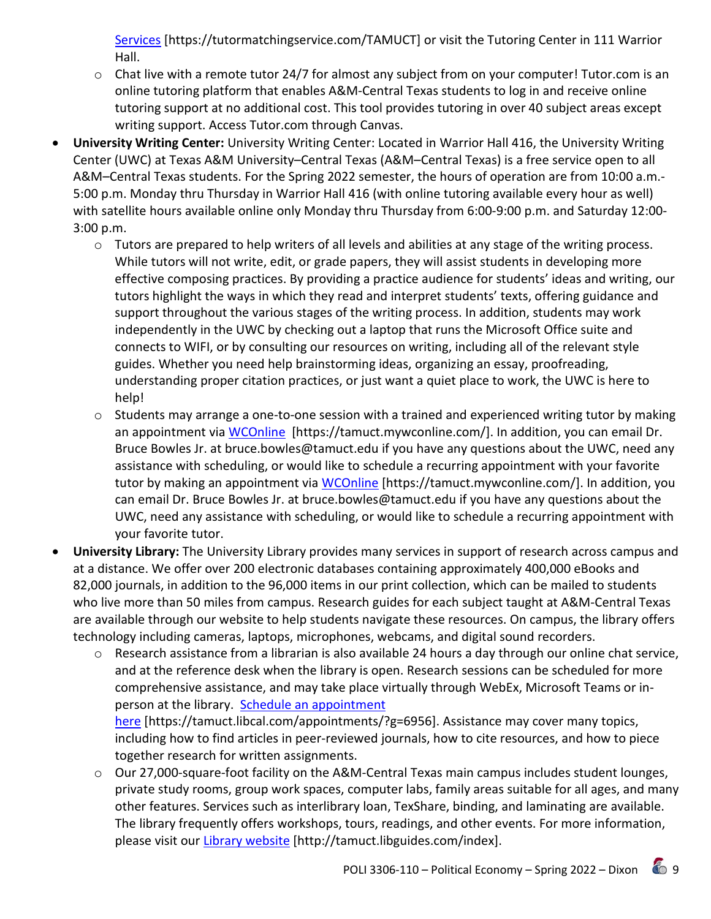Services [https://tutormatchingservice.com/TAMUCT] or visit the Tutoring Center in 111 Warrior Hall.
  - Chat live with a remote tutor 24/7 for almost any subject from on your computer! Tutor.com is an online tutoring platform that enables A&M-Central Texas students to log in and receive online tutoring support at no additional cost. This tool provides tutoring in over 40 subject areas except writing support. Access Tutor.com through Canvas.
- **University Writing Center:** University Writing Center: Located in Warrior Hall 416, the University Writing Center (UWC) at Texas A&M University–Central Texas (A&M–Central Texas) is a free service open to all A&M–Central Texas students. For the Spring 2022 semester, the hours of operation are from 10:00 a.m.-5:00 p.m. Monday thru Thursday in Warrior Hall 416 (with online tutoring available every hour as well) with satellite hours available online only Monday thru Thursday from 6:00-9:00 p.m. and Saturday 12:00-3:00 p.m.
  - Tutors are prepared to help writers of all levels and abilities at any stage of the writing process. While tutors will not write, edit, or grade papers, they will assist students in developing more effective composing practices. By providing a practice audience for students' ideas and writing, our tutors highlight the ways in which they read and interpret students' texts, offering guidance and support throughout the various stages of the writing process. In addition, students may work independently in the UWC by checking out a laptop that runs the Microsoft Office suite and connects to WIFI, or by consulting our resources on writing, including all of the relevant style guides. Whether you need help brainstorming ideas, organizing an essay, proofreading, understanding proper citation practices, or just want a quiet place to work, the UWC is here to help!
  - Students may arrange a one-to-one session with a trained and experienced writing tutor by making an appointment via WCOnline [https://tamuct.mywconline.com/]. In addition, you can email Dr. Bruce Bowles Jr. at bruce.bowles@tamuct.edu if you have any questions about the UWC, need any assistance with scheduling, or would like to schedule a recurring appointment with your favorite tutor by making an appointment via WCOnline [https://tamuct.mywconline.com/]. In addition, you can email Dr. Bruce Bowles Jr. at bruce.bowles@tamuct.edu if you have any questions about the UWC, need any assistance with scheduling, or would like to schedule a recurring appointment with your favorite tutor.
- **University Library:** The University Library provides many services in support of research across campus and at a distance. We offer over 200 electronic databases containing approximately 400,000 eBooks and 82,000 journals, in addition to the 96,000 items in our print collection, which can be mailed to students who live more than 50 miles from campus. Research guides for each subject taught at A&M-Central Texas are available through our website to help students navigate these resources. On campus, the library offers technology including cameras, laptops, microphones, webcams, and digital sound recorders.
  - Research assistance from a librarian is also available 24 hours a day through our online chat service, and at the reference desk when the library is open. Research sessions can be scheduled for more comprehensive assistance, and may take place virtually through WebEx, Microsoft Teams or in-person at the library. Schedule an appointment here [https://tamuct.libcal.com/appointments/?g=6956]. Assistance may cover many topics, including how to find articles in peer-reviewed journals, how to cite resources, and how to piece together research for written assignments.
  - Our 27,000-square-foot facility on the A&M-Central Texas main campus includes student lounges, private study rooms, group work spaces, computer labs, family areas suitable for all ages, and many other features. Services such as interlibrary loan, TexShare, binding, and laminating are available. The library frequently offers workshops, tours, readings, and other events. For more information, please visit our Library website [http://tamuct.libguides.com/index].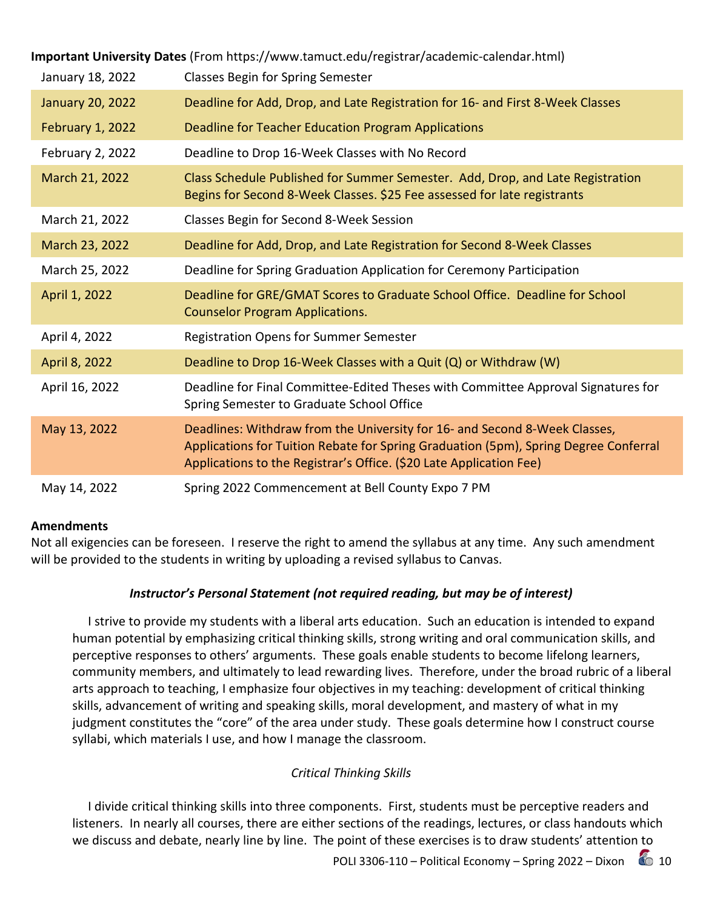**Important University Dates** (From https://www.tamuct.edu/registrar/academic-calendar.html)

| Date | Event |
|---|---|
| January 18, 2022 | Classes Begin for Spring Semester |
| January 20, 2022 | Deadline for Add, Drop, and Late Registration for 16- and First 8-Week Classes |
| February 1, 2022 | Deadline for Teacher Education Program Applications |
| February 2, 2022 | Deadline to Drop 16-Week Classes with No Record |
| March 21, 2022 | Class Schedule Published for Summer Semester. Add, Drop, and Late Registration Begins for Second 8-Week Classes. $25 Fee assessed for late registrants |
| March 21, 2022 | Classes Begin for Second 8-Week Session |
| March 23, 2022 | Deadline for Add, Drop, and Late Registration for Second 8-Week Classes |
| March 25, 2022 | Deadline for Spring Graduation Application for Ceremony Participation |
| April 1, 2022 | Deadline for GRE/GMAT Scores to Graduate School Office. Deadline for School Counselor Program Applications. |
| April 4, 2022 | Registration Opens for Summer Semester |
| April 8, 2022 | Deadline to Drop 16-Week Classes with a Quit (Q) or Withdraw (W) |
| April 16, 2022 | Deadline for Final Committee-Edited Theses with Committee Approval Signatures for Spring Semester to Graduate School Office |
| May 13, 2022 | Deadlines: Withdraw from the University for 16- and Second 8-Week Classes, Applications for Tuition Rebate for Spring Graduation (5pm), Spring Degree Conferral Applications to the Registrar's Office. ($20 Late Application Fee) |
| May 14, 2022 | Spring 2022 Commencement at Bell County Expo 7 PM |

**Amendments**

Not all exigencies can be foreseen. I reserve the right to amend the syllabus at any time. Any such amendment will be provided to the students in writing by uploading a revised syllabus to Canvas.

***Instructor's Personal Statement (not required reading, but may be of interest)***

I strive to provide my students with a liberal arts education. Such an education is intended to expand human potential by emphasizing critical thinking skills, strong writing and oral communication skills, and perceptive responses to others' arguments. These goals enable students to become lifelong learners, community members, and ultimately to lead rewarding lives. Therefore, under the broad rubric of a liberal arts approach to teaching, I emphasize four objectives in my teaching: development of critical thinking skills, advancement of writing and speaking skills, moral development, and mastery of what in my judgment constitutes the "core" of the area under study. These goals determine how I construct course syllabi, which materials I use, and how I manage the classroom.

*Critical Thinking Skills*

I divide critical thinking skills into three components. First, students must be perceptive readers and listeners. In nearly all courses, there are either sections of the readings, lectures, or class handouts which we discuss and debate, nearly line by line. The point of these exercises is to draw students' attention to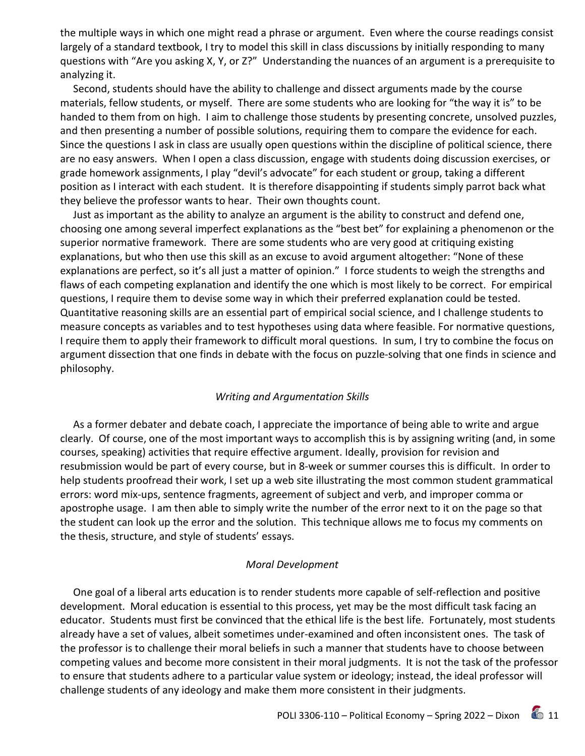the multiple ways in which one might read a phrase or argument. Even where the course readings consist largely of a standard textbook, I try to model this skill in class discussions by initially responding to many questions with "Are you asking X, Y, or Z?" Understanding the nuances of an argument is a prerequisite to analyzing it.

Second, students should have the ability to challenge and dissect arguments made by the course materials, fellow students, or myself. There are some students who are looking for "the way it is" to be handed to them from on high. I aim to challenge those students by presenting concrete, unsolved puzzles, and then presenting a number of possible solutions, requiring them to compare the evidence for each. Since the questions I ask in class are usually open questions within the discipline of political science, there are no easy answers. When I open a class discussion, engage with students doing discussion exercises, or grade homework assignments, I play "devil's advocate" for each student or group, taking a different position as I interact with each student. It is therefore disappointing if students simply parrot back what they believe the professor wants to hear. Their own thoughts count.

Just as important as the ability to analyze an argument is the ability to construct and defend one, choosing one among several imperfect explanations as the "best bet" for explaining a phenomenon or the superior normative framework. There are some students who are very good at critiquing existing explanations, but who then use this skill as an excuse to avoid argument altogether: "None of these explanations are perfect, so it's all just a matter of opinion." I force students to weigh the strengths and flaws of each competing explanation and identify the one which is most likely to be correct. For empirical questions, I require them to devise some way in which their preferred explanation could be tested. Quantitative reasoning skills are an essential part of empirical social science, and I challenge students to measure concepts as variables and to test hypotheses using data where feasible. For normative questions, I require them to apply their framework to difficult moral questions. In sum, I try to combine the focus on argument dissection that one finds in debate with the focus on puzzle-solving that one finds in science and philosophy.

### *Writing and Argumentation Skills*

As a former debater and debate coach, I appreciate the importance of being able to write and argue clearly. Of course, one of the most important ways to accomplish this is by assigning writing (and, in some courses, speaking) activities that require effective argument. Ideally, provision for revision and resubmission would be part of every course, but in 8-week or summer courses this is difficult. In order to help students proofread their work, I set up a web site illustrating the most common student grammatical errors: word mix-ups, sentence fragments, agreement of subject and verb, and improper comma or apostrophe usage. I am then able to simply write the number of the error next to it on the page so that the student can look up the error and the solution. This technique allows me to focus my comments on the thesis, structure, and style of students' essays.

### *Moral Development*

One goal of a liberal arts education is to render students more capable of self-reflection and positive development. Moral education is essential to this process, yet may be the most difficult task facing an educator. Students must first be convinced that the ethical life is the best life. Fortunately, most students already have a set of values, albeit sometimes under-examined and often inconsistent ones. The task of the professor is to challenge their moral beliefs in such a manner that students have to choose between competing values and become more consistent in their moral judgments. It is not the task of the professor to ensure that students adhere to a particular value system or ideology; instead, the ideal professor will challenge students of any ideology and make them more consistent in their judgments.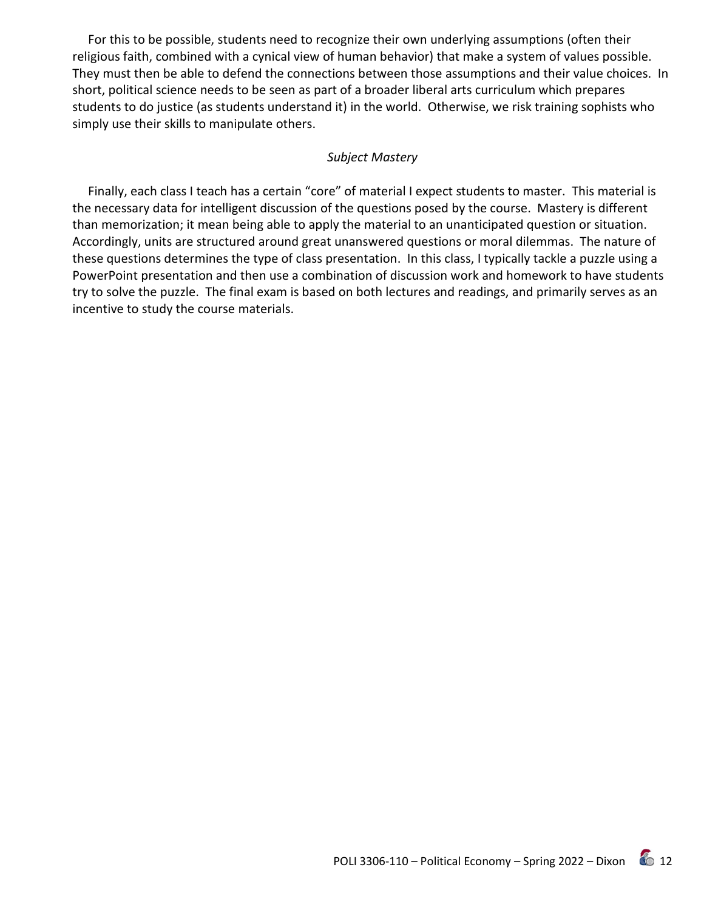For this to be possible, students need to recognize their own underlying assumptions (often their religious faith, combined with a cynical view of human behavior) that make a system of values possible. They must then be able to defend the connections between those assumptions and their value choices. In short, political science needs to be seen as part of a broader liberal arts curriculum which prepares students to do justice (as students understand it) in the world. Otherwise, we risk training sophists who simply use their skills to manipulate others.

*Subject Mastery*

Finally, each class I teach has a certain "core" of material I expect students to master. This material is the necessary data for intelligent discussion of the questions posed by the course. Mastery is different than memorization; it mean being able to apply the material to an unanticipated question or situation. Accordingly, units are structured around great unanswered questions or moral dilemmas. The nature of these questions determines the type of class presentation. In this class, I typically tackle a puzzle using a PowerPoint presentation and then use a combination of discussion work and homework to have students try to solve the puzzle. The final exam is based on both lectures and readings, and primarily serves as an incentive to study the course materials.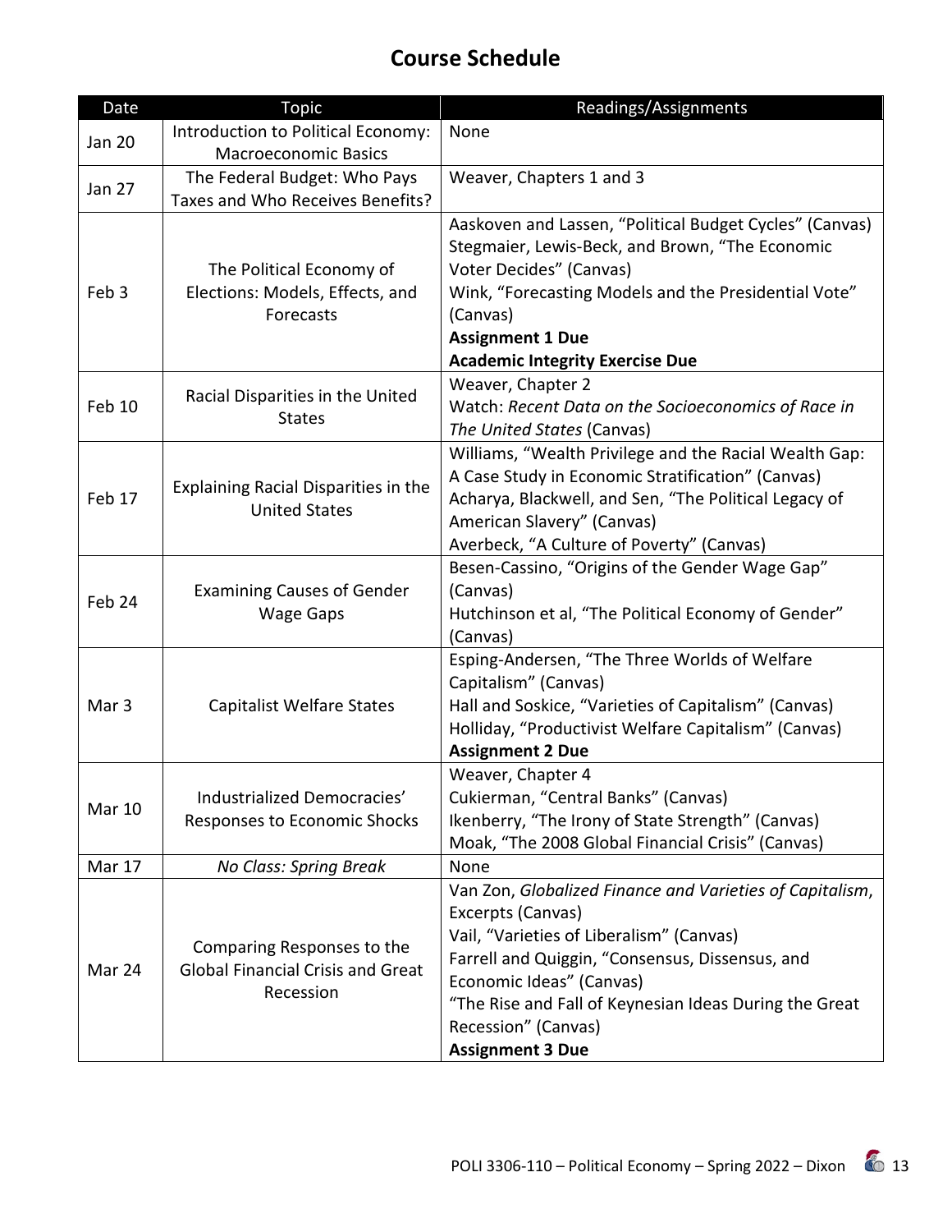## Course Schedule

| Date | Topic | Readings/Assignments |
|---|---|---|
| Jan 20 | Introduction to Political Economy: Macroeconomic Basics | None |
| Jan 27 | The Federal Budget: Who Pays Taxes and Who Receives Benefits? | Weaver, Chapters 1 and 3 |
| Feb 3 | The Political Economy of Elections: Models, Effects, and Forecasts | Aaskoven and Lassen, "Political Budget Cycles" (Canvas)<br>Stegmaier, Lewis-Beck, and Brown, "The Economic Voter Decides" (Canvas)<br>Wink, "Forecasting Models and the Presidential Vote" (Canvas)<br>**Assignment 1 Due**<br>**Academic Integrity Exercise Due** |
| Feb 10 | Racial Disparities in the United States | Weaver, Chapter 2<br>Watch: *Recent Data on the Socioeconomics of Race in The United States* (Canvas) |
| Feb 17 | Explaining Racial Disparities in the United States | Williams, "Wealth Privilege and the Racial Wealth Gap: A Case Study in Economic Stratification" (Canvas)<br>Acharya, Blackwell, and Sen, "The Political Legacy of American Slavery" (Canvas)<br>Averbeck, "A Culture of Poverty" (Canvas) |
| Feb 24 | Examining Causes of Gender Wage Gaps | Besen-Cassino, "Origins of the Gender Wage Gap" (Canvas)<br>Hutchinson et al, "The Political Economy of Gender" (Canvas) |
| Mar 3 | Capitalist Welfare States | Esping-Andersen, "The Three Worlds of Welfare Capitalism" (Canvas)<br>Hall and Soskice, "Varieties of Capitalism" (Canvas)<br>Holliday, "Productivist Welfare Capitalism" (Canvas)<br>**Assignment 2 Due** |
| Mar 10 | Industrialized Democracies' Responses to Economic Shocks | Weaver, Chapter 4<br>Cukierman, "Central Banks" (Canvas)<br>Ikenberry, "The Irony of State Strength" (Canvas)<br>Moak, "The 2008 Global Financial Crisis" (Canvas) |
| Mar 17 | *No Class: Spring Break* | None |
| Mar 24 | Comparing Responses to the Global Financial Crisis and Great Recession | Van Zon, *Globalized Finance and Varieties of Capitalism*, Excerpts (Canvas)<br>Vail, "Varieties of Liberalism" (Canvas)<br>Farrell and Quiggin, "Consensus, Dissensus, and Economic Ideas" (Canvas)<br>"The Rise and Fall of Keynesian Ideas During the Great Recession" (Canvas)<br>**Assignment 3 Due** |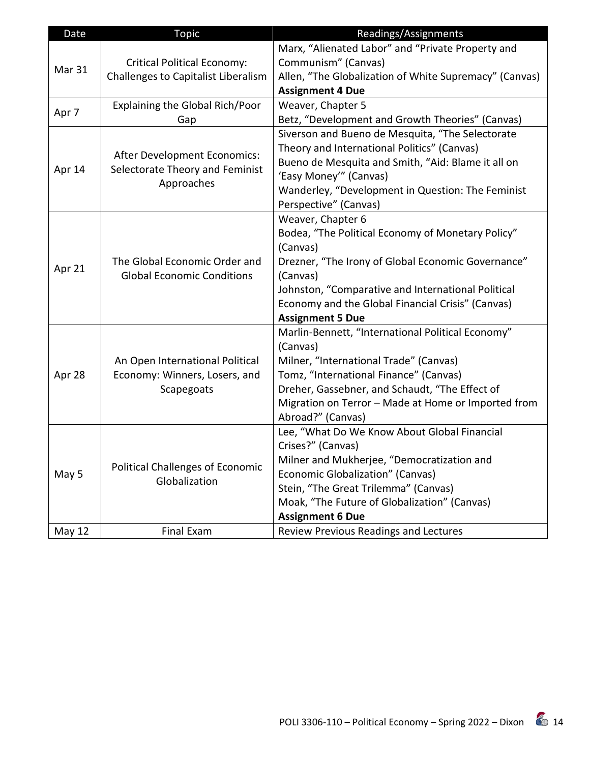| Date | Topic | Readings/Assignments |
|---|---|---|
| Mar 31 | Critical Political Economy: Challenges to Capitalist Liberalism | Marx, "Alienated Labor" and "Private Property and Communism" (Canvas)<br>Allen, "The Globalization of White Supremacy" (Canvas)<br>**Assignment 4 Due** |
| Apr 7 | Explaining the Global Rich/Poor Gap | Weaver, Chapter 5<br>Betz, "Development and Growth Theories" (Canvas) |
| Apr 14 | After Development Economics: Selectorate Theory and Feminist Approaches | Siverson and Bueno de Mesquita, "The Selectorate Theory and International Politics" (Canvas)<br>Bueno de Mesquita and Smith, "Aid: Blame it all on 'Easy Money'" (Canvas)<br>Wanderley, "Development in Question: The Feminist Perspective" (Canvas) |
| Apr 21 | The Global Economic Order and Global Economic Conditions | Weaver, Chapter 6<br>Bodea, "The Political Economy of Monetary Policy" (Canvas)<br>Drezner, "The Irony of Global Economic Governance" (Canvas)<br>Johnston, "Comparative and International Political Economy and the Global Financial Crisis" (Canvas)<br>**Assignment 5 Due** |
| Apr 28 | An Open International Political Economy: Winners, Losers, and Scapegoats | Marlin-Bennett, "International Political Economy" (Canvas)<br>Milner, "International Trade" (Canvas)<br>Tomz, "International Finance" (Canvas)<br>Dreher, Gassebner, and Schaudt, "The Effect of Migration on Terror – Made at Home or Imported from Abroad?" (Canvas) |
| May 5 | Political Challenges of Economic Globalization | Lee, "What Do We Know About Global Financial Crises?" (Canvas)<br>Milner and Mukherjee, "Democratization and Economic Globalization" (Canvas)<br>Stein, "The Great Trilemma" (Canvas)<br>Moak, "The Future of Globalization" (Canvas)<br>**Assignment 6 Due** |
| May 12 | Final Exam | Review Previous Readings and Lectures |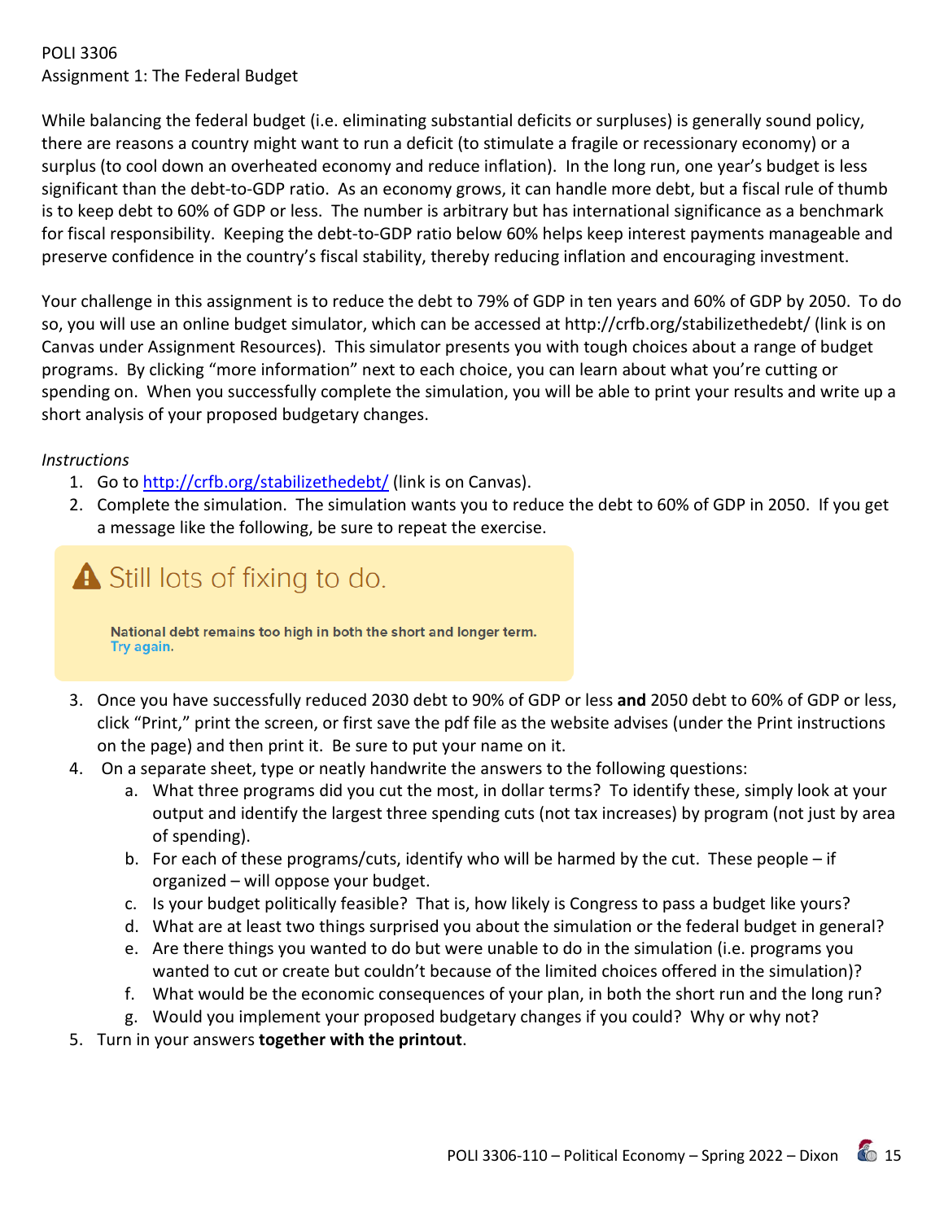POLI 3306
Assignment 1: The Federal Budget

While balancing the federal budget (i.e. eliminating substantial deficits or surpluses) is generally sound policy, there are reasons a country might want to run a deficit (to stimulate a fragile or recessionary economy) or a surplus (to cool down an overheated economy and reduce inflation). In the long run, one year's budget is less significant than the debt-to-GDP ratio. As an economy grows, it can handle more debt, but a fiscal rule of thumb is to keep debt to 60% of GDP or less. The number is arbitrary but has international significance as a benchmark for fiscal responsibility. Keeping the debt-to-GDP ratio below 60% helps keep interest payments manageable and preserve confidence in the country's fiscal stability, thereby reducing inflation and encouraging investment.

Your challenge in this assignment is to reduce the debt to 79% of GDP in ten years and 60% of GDP by 2050. To do so, you will use an online budget simulator, which can be accessed at http://crfb.org/stabilizethedebt/ (link is on Canvas under Assignment Resources). This simulator presents you with tough choices about a range of budget programs. By clicking "more information" next to each choice, you can learn about what you're cutting or spending on. When you successfully complete the simulation, you will be able to print your results and write up a short analysis of your proposed budgetary changes.

*Instructions*

1. Go to http://crfb.org/stabilizethedebt/ (link is on Canvas).
2. Complete the simulation. The simulation wants you to reduce the debt to 60% of GDP in 2050. If you get a message like the following, be sure to repeat the exercise.

> ⚠ Still lots of fixing to do.
>
> **National debt remains too high in both the short and longer term.**
> Try again.

3. Once you have successfully reduced 2030 debt to 90% of GDP or less **and** 2050 debt to 60% of GDP or less, click "Print," print the screen, or first save the pdf file as the website advises (under the Print instructions on the page) and then print it. Be sure to put your name on it.
4. On a separate sheet, type or neatly handwrite the answers to the following questions:
   a. What three programs did you cut the most, in dollar terms? To identify these, simply look at your output and identify the largest three spending cuts (not tax increases) by program (not just by area of spending).
   b. For each of these programs/cuts, identify who will be harmed by the cut. These people – if organized – will oppose your budget.
   c. Is your budget politically feasible? That is, how likely is Congress to pass a budget like yours?
   d. What are at least two things surprised you about the simulation or the federal budget in general?
   e. Are there things you wanted to do but were unable to do in the simulation (i.e. programs you wanted to cut or create but couldn't because of the limited choices offered in the simulation)?
   f. What would be the economic consequences of your plan, in both the short run and the long run?
   g. Would you implement your proposed budgetary changes if you could? Why or why not?
5. Turn in your answers **together with the printout**.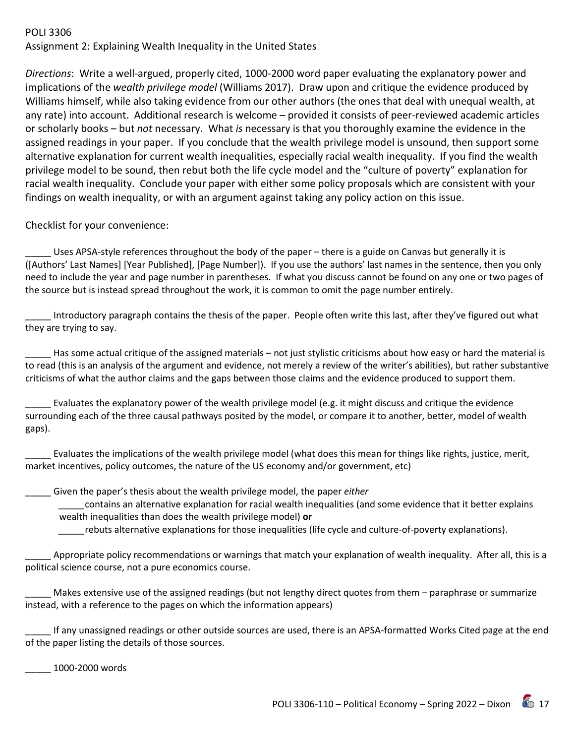POLI 3306

Assignment 2: Explaining Wealth Inequality in the United States

*Directions*: Write a well-argued, properly cited, 1000-2000 word paper evaluating the explanatory power and implications of the *wealth privilege model* (Williams 2017). Draw upon and critique the evidence produced by Williams himself, while also taking evidence from our other authors (the ones that deal with unequal wealth, at any rate) into account. Additional research is welcome – provided it consists of peer-reviewed academic articles or scholarly books – but *not* necessary. What *is* necessary is that you thoroughly examine the evidence in the assigned readings in your paper. If you conclude that the wealth privilege model is unsound, then support some alternative explanation for current wealth inequalities, especially racial wealth inequality. If you find the wealth privilege model to be sound, then rebut both the life cycle model and the "culture of poverty" explanation for racial wealth inequality. Conclude your paper with either some policy proposals which are consistent with your findings on wealth inequality, or with an argument against taking any policy action on this issue.

Checklist for your convenience:

_____ Uses APSA-style references throughout the body of the paper – there is a guide on Canvas but generally it is ([Authors' Last Names] [Year Published], [Page Number]). If you use the authors' last names in the sentence, then you only need to include the year and page number in parentheses. If what you discuss cannot be found on any one or two pages of the source but is instead spread throughout the work, it is common to omit the page number entirely.

_____ Introductory paragraph contains the thesis of the paper. People often write this last, after they've figured out what they are trying to say.

_____ Has some actual critique of the assigned materials – not just stylistic criticisms about how easy or hard the material is to read (this is an analysis of the argument and evidence, not merely a review of the writer's abilities), but rather substantive criticisms of what the author claims and the gaps between those claims and the evidence produced to support them.

_____ Evaluates the explanatory power of the wealth privilege model (e.g. it might discuss and critique the evidence surrounding each of the three causal pathways posited by the model, or compare it to another, better, model of wealth gaps).

_____ Evaluates the implications of the wealth privilege model (what does this mean for things like rights, justice, merit, market incentives, policy outcomes, the nature of the US economy and/or government, etc)

_____ Given the paper's thesis about the wealth privilege model, the paper *either*

- _____contains an alternative explanation for racial wealth inequalities (and some evidence that it better explains wealth inequalities than does the wealth privilege model) **or**
- _____rebuts alternative explanations for those inequalities (life cycle and culture-of-poverty explanations).

_____ Appropriate policy recommendations or warnings that match your explanation of wealth inequality. After all, this is a political science course, not a pure economics course.

_____ Makes extensive use of the assigned readings (but not lengthy direct quotes from them – paraphrase or summarize instead, with a reference to the pages on which the information appears)

_____ If any unassigned readings or other outside sources are used, there is an APSA-formatted Works Cited page at the end of the paper listing the details of those sources.

_____ 1000-2000 words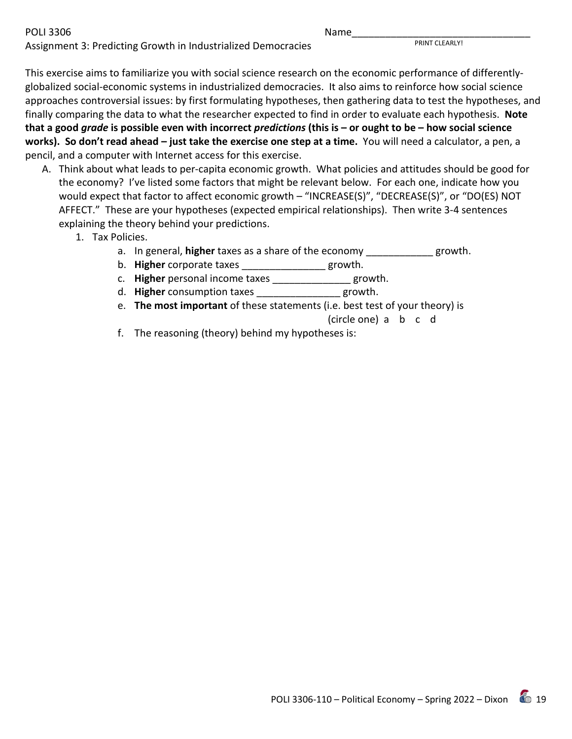POLI 3306

Assignment 3: Predicting Growth in Industrialized Democracies

Name_________________________________
PRINT CLEARLY!

This exercise aims to familiarize you with social science research on the economic performance of differently-globalized social-economic systems in industrialized democracies. It also aims to reinforce how social science approaches controversial issues: by first formulating hypotheses, then gathering data to test the hypotheses, and finally comparing the data to what the researcher expected to find in order to evaluate each hypothesis. **Note that a good *grade* is possible even with incorrect *predictions* (this is – or ought to be – how social science works). So don't read ahead – just take the exercise one step at a time.** You will need a calculator, a pen, a pencil, and a computer with Internet access for this exercise.

A. Think about what leads to per-capita economic growth. What policies and attitudes should be good for the economy? I've listed some factors that might be relevant below. For each one, indicate how you would expect that factor to affect economic growth – "INCREASE(S)", "DECREASE(S)", or "DO(ES) NOT AFFECT." These are your hypotheses (expected empirical relationships). Then write 3-4 sentences explaining the theory behind your predictions.

   1. Tax Policies.
      a. In general, **higher** taxes as a share of the economy ____________ growth.
      b. **Higher** corporate taxes _______________ growth.
      c. **Higher** personal income taxes ______________ growth.
      d. **Higher** consumption taxes _______________ growth.
      e. **The most important** of these statements (i.e. best test of your theory) is (circle one) a b c d
      f. The reasoning (theory) behind my hypotheses is: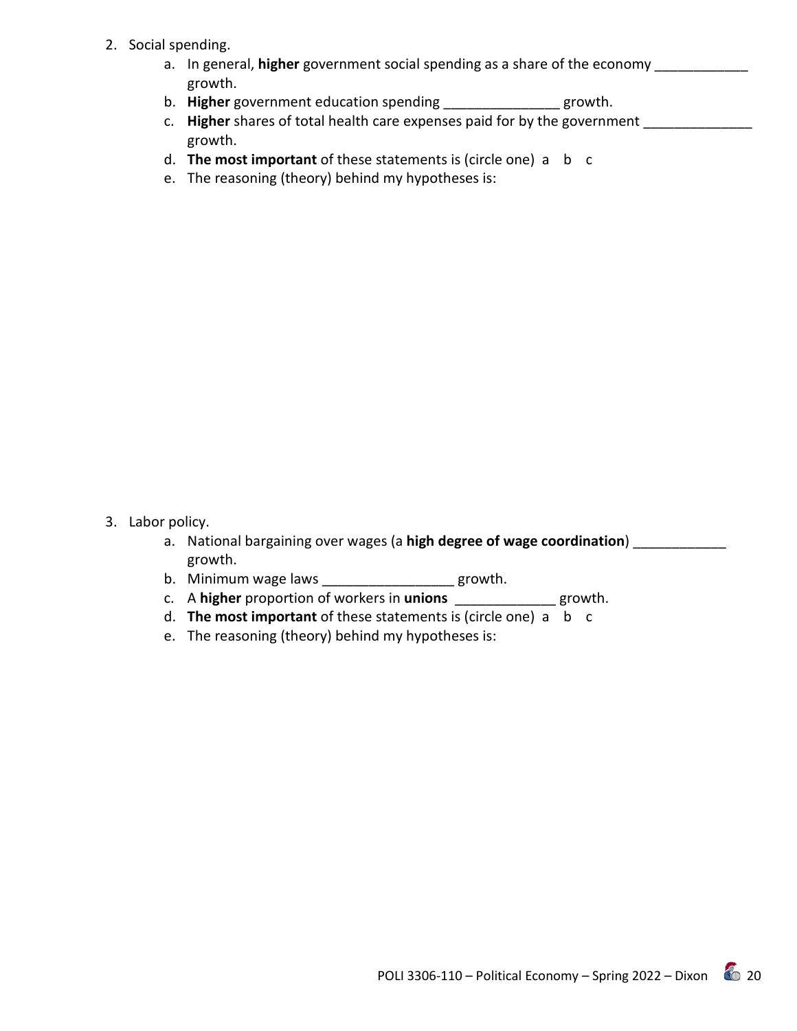2. Social spending.
    a. In general, **higher** government social spending as a share of the economy ____________ growth.
    b. **Higher** government education spending _______________ growth.
    c. **Higher** shares of total health care expenses paid for by the government ______________ growth.
    d. **The most important** of these statements is (circle one) a b c
    e. The reasoning (theory) behind my hypotheses is:

3. Labor policy.
    a. National bargaining over wages (a **high degree of wage coordination**) ____________ growth.
    b. Minimum wage laws _________________ growth.
    c. A **higher** proportion of workers in **unions** _____________ growth.
    d. **The most important** of these statements is (circle one) a b c
    e. The reasoning (theory) behind my hypotheses is: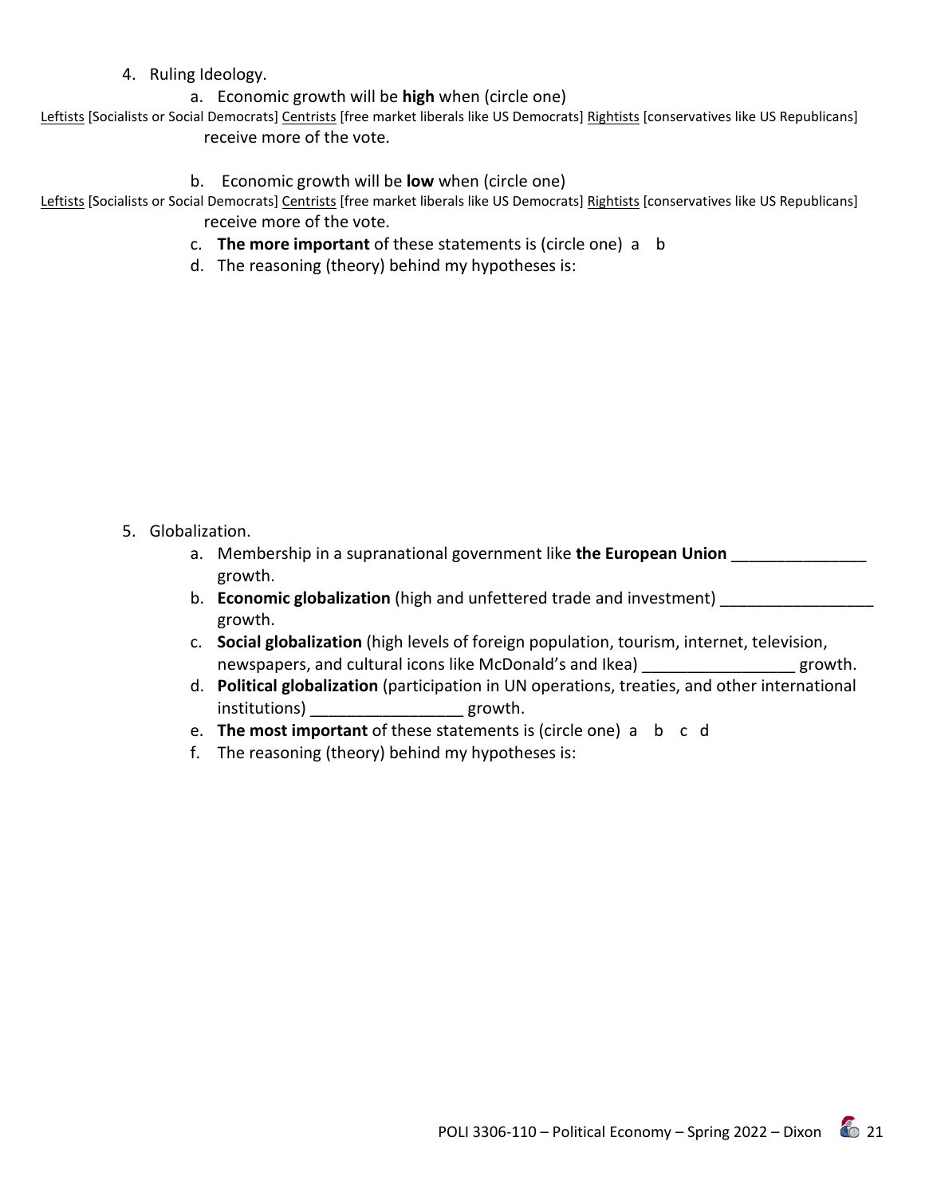4. Ruling Ideology.

   a. Economic growth will be **high** when (circle one)

<u>Leftists</u> [Socialists or Social Democrats] <u>Centrists</u> [free market liberals like US Democrats] <u>Rightists</u> [conservatives like US Republicans] receive more of the vote.

   b. Economic growth will be **low** when (circle one)

<u>Leftists</u> [Socialists or Social Democrats] <u>Centrists</u> [free market liberals like US Democrats] <u>Rightists</u> [conservatives like US Republicans] receive more of the vote.

   c. **The more important** of these statements is (circle one) a b

   d. The reasoning (theory) behind my hypotheses is:

5. Globalization.

   a. Membership in a supranational government like **the European Union** _______________ growth.

   b. **Economic globalization** (high and unfettered trade and investment) _________________ growth.

   c. **Social globalization** (high levels of foreign population, tourism, internet, television, newspapers, and cultural icons like McDonald's and Ikea) _________________ growth.

   d. **Political globalization** (participation in UN operations, treaties, and other international institutions) _________________ growth.

   e. **The most important** of these statements is (circle one) a b c d

   f. The reasoning (theory) behind my hypotheses is: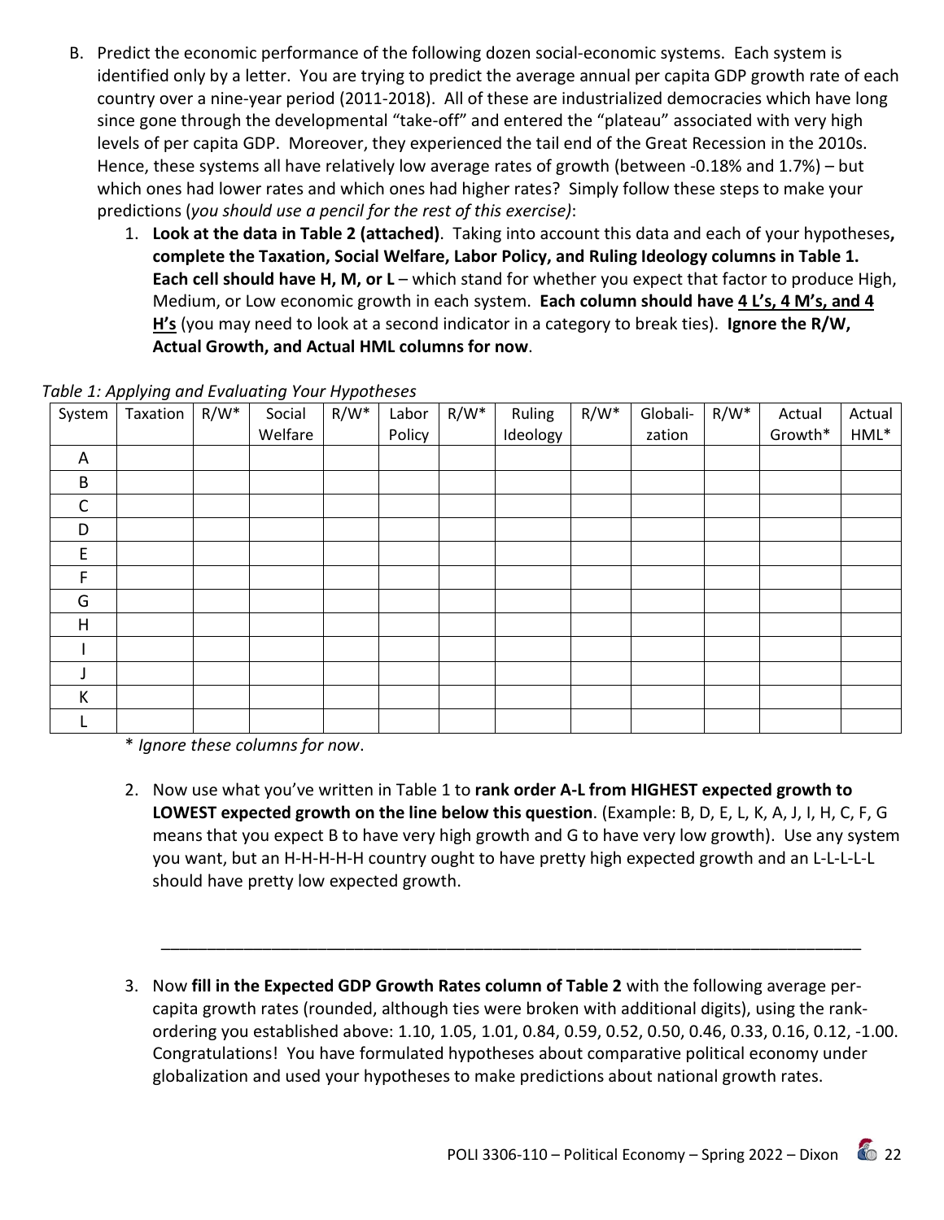B. Predict the economic performance of the following dozen social-economic systems. Each system is identified only by a letter. You are trying to predict the average annual per capita GDP growth rate of each country over a nine-year period (2011-2018). All of these are industrialized democracies which have long since gone through the developmental "take-off" and entered the "plateau" associated with very high levels of per capita GDP. Moreover, they experienced the tail end of the Great Recession in the 2010s. Hence, these systems all have relatively low average rates of growth (between -0.18% and 1.7%) – but which ones had lower rates and which ones had higher rates? Simply follow these steps to make your predictions (*you should use a pencil for the rest of this exercise)*:

1. **Look at the data in Table 2 (attached)**. Taking into account this data and each of your hypotheses**, complete the Taxation, Social Welfare, Labor Policy, and Ruling Ideology columns in Table 1. Each cell should have H, M, or L** – which stand for whether you expect that factor to produce High, Medium, or Low economic growth in each system. **Each column should have <u>4 L's, 4 M's, and 4 H's</u>** (you may need to look at a second indicator in a category to break ties). **Ignore the R/W, Actual Growth, and Actual HML columns for now**.

*Table 1: Applying and Evaluating Your Hypotheses*

| System | Taxation | R/W* | Social Welfare | R/W* | Labor Policy | R/W* | Ruling Ideology | R/W* | Globalization | R/W* | Actual Growth* | Actual HML* |
|---|---|---|---|---|---|---|---|---|---|---|---|---|
| A | | | | | | | | | | | | |
| B | | | | | | | | | | | | |
| C | | | | | | | | | | | | |
| D | | | | | | | | | | | | |
| E | | | | | | | | | | | | |
| F | | | | | | | | | | | | |
| G | | | | | | | | | | | | |
| H | | | | | | | | | | | | |
| I | | | | | | | | | | | | |
| J | | | | | | | | | | | | |
| K | | | | | | | | | | | | |
| L | | | | | | | | | | | | |

\* *Ignore these columns for now*.

2. Now use what you've written in Table 1 to **rank order A-L from HIGHEST expected growth to LOWEST expected growth on the line below this question**. (Example: B, D, E, L, K, A, J, I, H, C, F, G means that you expect B to have very high growth and G to have very low growth). Use any system you want, but an H-H-H-H-H country ought to have pretty high expected growth and an L-L-L-L-L should have pretty low expected growth.

_______________________________________________________________________________

3. Now **fill in the Expected GDP Growth Rates column of Table 2** with the following average per-capita growth rates (rounded, although ties were broken with additional digits), using the rank-ordering you established above: 1.10, 1.05, 1.01, 0.84, 0.59, 0.52, 0.50, 0.46, 0.33, 0.16, 0.12, -1.00. Congratulations! You have formulated hypotheses about comparative political economy under globalization and used your hypotheses to make predictions about national growth rates.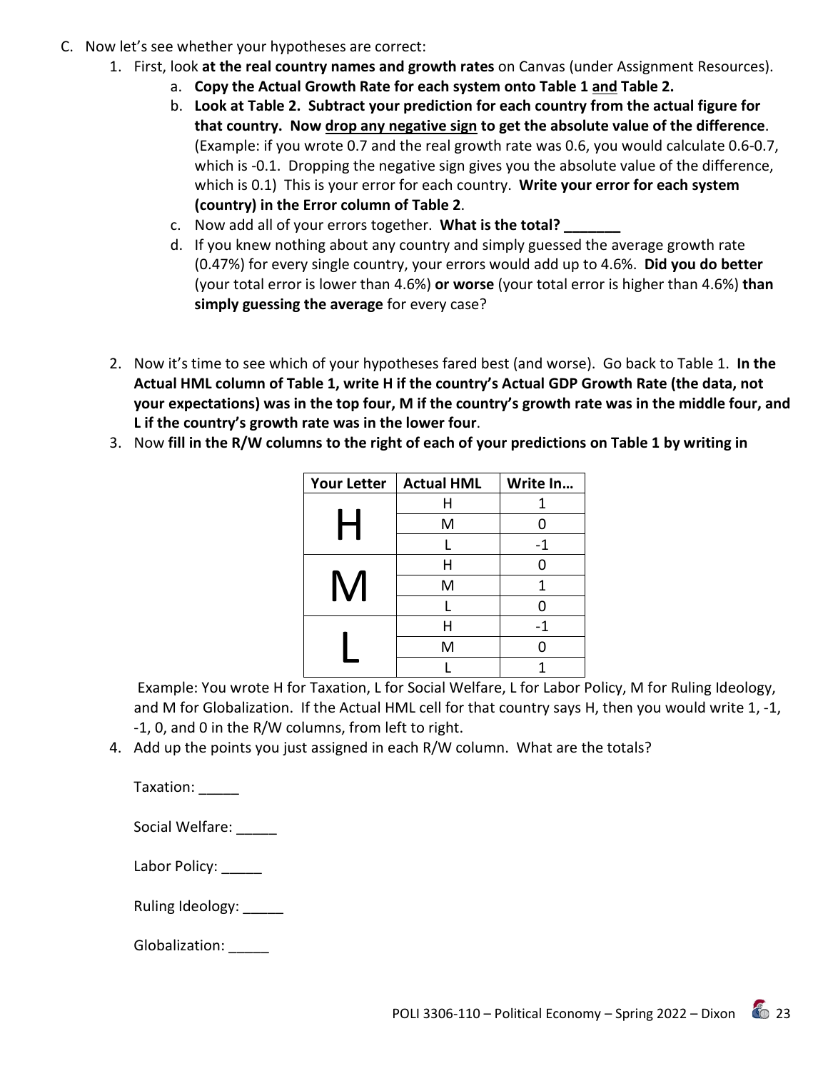C. Now let's see whether your hypotheses are correct:

1. First, look **at the real country names and growth rates** on Canvas (under Assignment Resources).
   a. **Copy the Actual Growth Rate for each system onto Table 1 and Table 2.**
   b. **Look at Table 2. Subtract your prediction for each country from the actual figure for that country. Now drop any negative sign to get the absolute value of the difference**. (Example: if you wrote 0.7 and the real growth rate was 0.6, you would calculate 0.6-0.7, which is -0.1. Dropping the negative sign gives you the absolute value of the difference, which is 0.1) This is your error for each country. **Write your error for each system (country) in the Error column of Table 2**.
   c. Now add all of your errors together. **What is the total? _______**
   d. If you knew nothing about any country and simply guessed the average growth rate (0.47%) for every single country, your errors would add up to 4.6%. **Did you do better** (your total error is lower than 4.6%) **or worse** (your total error is higher than 4.6%) **than simply guessing the average** for every case?

2. Now it's time to see which of your hypotheses fared best (and worse). Go back to Table 1. **In the Actual HML column of Table 1, write H if the country's Actual GDP Growth Rate (the data, not your expectations) was in the top four, M if the country's growth rate was in the middle four, and L if the country's growth rate was in the lower four**.

3. Now **fill in the R/W columns to the right of each of your predictions on Table 1 by writing in**

| Your Letter | Actual HML | Write In… |
|---|---|---|
| H | H | 1 |
| | M | 0 |
| | L | -1 |
| M | H | 0 |
| | M | 1 |
| | L | 0 |
| L | H | -1 |
| | M | 0 |
| | L | 1 |

Example: You wrote H for Taxation, L for Social Welfare, L for Labor Policy, M for Ruling Ideology, and M for Globalization. If the Actual HML cell for that country says H, then you would write 1, -1, -1, 0, and 0 in the R/W columns, from left to right.

4. Add up the points you just assigned in each R/W column. What are the totals?

   Taxation: _____

   Social Welfare: _____

   Labor Policy: _____

   Ruling Ideology: _____

   Globalization: _____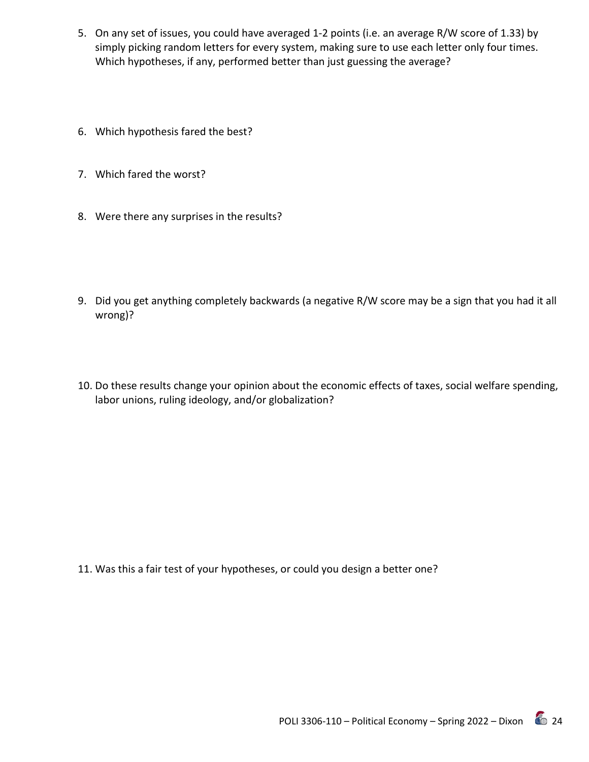5. On any set of issues, you could have averaged 1-2 points (i.e. an average R/W score of 1.33) by simply picking random letters for every system, making sure to use each letter only four times. Which hypotheses, if any, performed better than just guessing the average?

6. Which hypothesis fared the best?

7. Which fared the worst?

8. Were there any surprises in the results?

9. Did you get anything completely backwards (a negative R/W score may be a sign that you had it all wrong)?

10. Do these results change your opinion about the economic effects of taxes, social welfare spending, labor unions, ruling ideology, and/or globalization?

11. Was this a fair test of your hypotheses, or could you design a better one?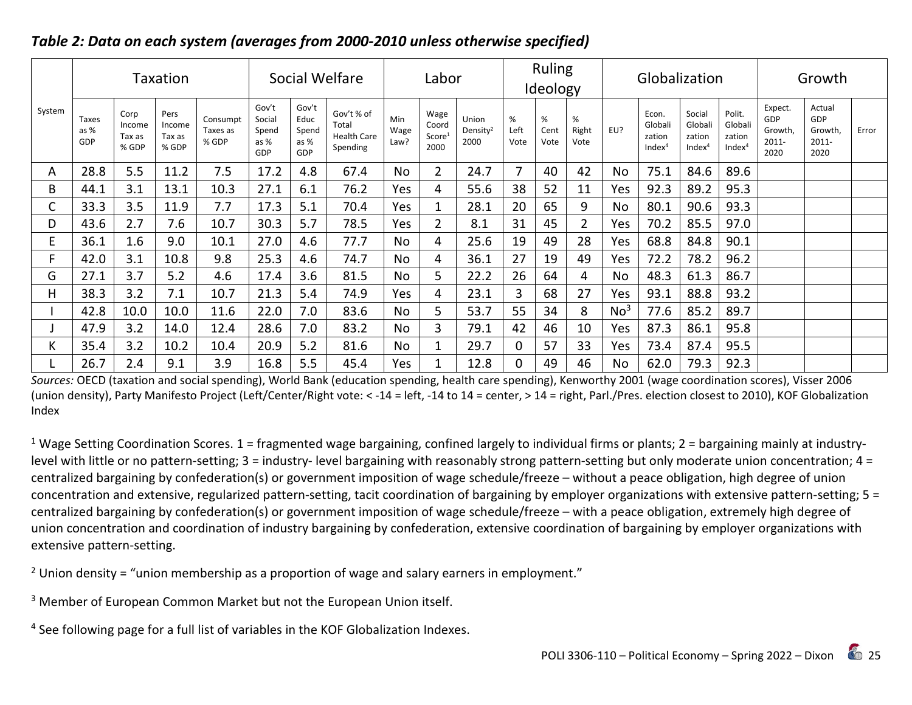*Table 2: Data on each system (averages from 2000-2010 unless otherwise specified)*

| System | Taxation | | | | Social Welfare | | | Labor | | | Ruling Ideology | | | Globalization | | | | Growth | | |
|---|---|---|---|---|---|---|---|---|---|---|---|---|---|---|---|---|---|---|---|---|
| | Taxes as % GDP | Corp Income Tax as % GDP | Pers Income Tax as % GDP | Consumpt Taxes as % GDP | Gov't Social Spend as % GDP | Gov't Educ Spend as % GDP | Gov't % of Total Health Care Spending | Min Wage Law? | Wage Coord Score[1] 2000 | Union Density[2] 2000 | % Left Vote | % Cent Vote | % Right Vote | EU? | Econ. Globalization Index[4] | Social Globalization Index[4] | Polit. Globalization Index[4] | Expect. GDP Growth, 2011-2020 | Actual GDP Growth, 2011-2020 | Error |
| A | 28.8 | 5.5 | 11.2 | 7.5 | 17.2 | 4.8 | 67.4 | No | 2 | 24.7 | 7 | 40 | 42 | No | 75.1 | 84.6 | 89.6 | | | |
| B | 44.1 | 3.1 | 13.1 | 10.3 | 27.1 | 6.1 | 76.2 | Yes | 4 | 55.6 | 38 | 52 | 11 | Yes | 92.3 | 89.2 | 95.3 | | | |
| C | 33.3 | 3.5 | 11.9 | 7.7 | 17.3 | 5.1 | 70.4 | Yes | 1 | 28.1 | 20 | 65 | 9 | No | 80.1 | 90.6 | 93.3 | | | |
| D | 43.6 | 2.7 | 7.6 | 10.7 | 30.3 | 5.7 | 78.5 | Yes | 2 | 8.1 | 31 | 45 | 2 | Yes | 70.2 | 85.5 | 97.0 | | | |
| E | 36.1 | 1.6 | 9.0 | 10.1 | 27.0 | 4.6 | 77.7 | No | 4 | 25.6 | 19 | 49 | 28 | Yes | 68.8 | 84.8 | 90.1 | | | |
| F | 42.0 | 3.1 | 10.8 | 9.8 | 25.3 | 4.6 | 74.7 | No | 4 | 36.1 | 27 | 19 | 49 | Yes | 72.2 | 78.2 | 96.2 | | | |
| G | 27.1 | 3.7 | 5.2 | 4.6 | 17.4 | 3.6 | 81.5 | No | 5 | 22.2 | 26 | 64 | 4 | No | 48.3 | 61.3 | 86.7 | | | |
| H | 38.3 | 3.2 | 7.1 | 10.7 | 21.3 | 5.4 | 74.9 | Yes | 4 | 23.1 | 3 | 68 | 27 | Yes | 93.1 | 88.8 | 93.2 | | | |
| I | 42.8 | 10.0 | 10.0 | 11.6 | 22.0 | 7.0 | 83.6 | No | 5 | 53.7 | 55 | 34 | 8 | No[3] | 77.6 | 85.2 | 89.7 | | | |
| J | 47.9 | 3.2 | 14.0 | 12.4 | 28.6 | 7.0 | 83.2 | No | 3 | 79.1 | 42 | 46 | 10 | Yes | 87.3 | 86.1 | 95.8 | | | |
| K | 35.4 | 3.2 | 10.2 | 10.4 | 20.9 | 5.2 | 81.6 | No | 1 | 29.7 | 0 | 57 | 33 | Yes | 73.4 | 87.4 | 95.5 | | | |
| L | 26.7 | 2.4 | 9.1 | 3.9 | 16.8 | 5.5 | 45.4 | Yes | 1 | 12.8 | 0 | 49 | 46 | No | 62.0 | 79.3 | 92.3 | | | |

*Sources:* OECD (taxation and social spending), World Bank (education spending, health care spending), Kenworthy 2001 (wage coordination scores), Visser 2006 (union density), Party Manifesto Project (Left/Center/Right vote: < -14 = left, -14 to 14 = center, > 14 = right, Parl./Pres. election closest to 2010), KOF Globalization Index

[1] Wage Setting Coordination Scores. 1 = fragmented wage bargaining, confined largely to individual firms or plants; 2 = bargaining mainly at industry-level with little or no pattern-setting; 3 = industry- level bargaining with reasonably strong pattern-setting but only moderate union concentration; 4 = centralized bargaining by confederation(s) or government imposition of wage schedule/freeze – without a peace obligation, high degree of union concentration and extensive, regularized pattern-setting, tacit coordination of bargaining by employer organizations with extensive pattern-setting; 5 = centralized bargaining by confederation(s) or government imposition of wage schedule/freeze – with a peace obligation, extremely high degree of union concentration and coordination of industry bargaining by confederation, extensive coordination of bargaining by employer organizations with extensive pattern-setting.

[2] Union density = "union membership as a proportion of wage and salary earners in employment."

[3] Member of European Common Market but not the European Union itself.

[4] See following page for a full list of variables in the KOF Globalization Indexes.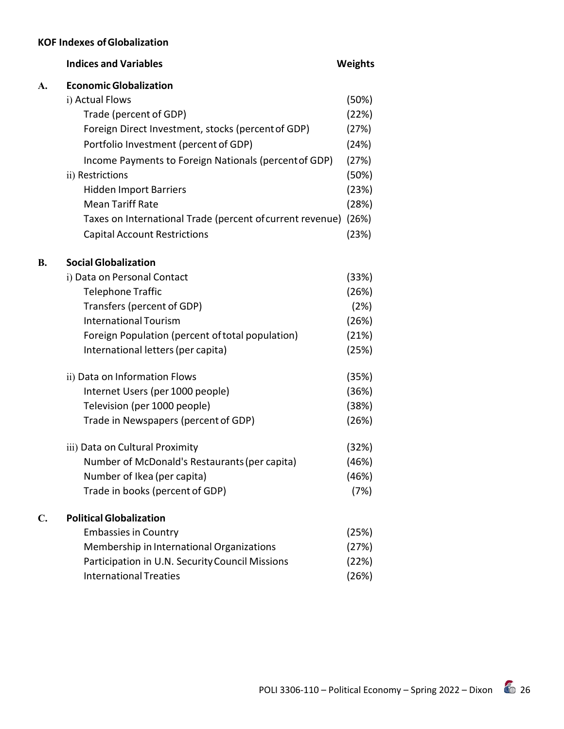**KOF Indexes of Globalization**

| | Indices and Variables | Weights |
|---|---|---|
| **A.** | **Economic Globalization** | |
| | i) Actual Flows | (50%) |
| | Trade (percent of GDP) | (22%) |
| | Foreign Direct Investment, stocks (percent of GDP) | (27%) |
| | Portfolio Investment (percent of GDP) | (24%) |
| | Income Payments to Foreign Nationals (percent of GDP) | (27%) |
| | ii) Restrictions | (50%) |
| | Hidden Import Barriers | (23%) |
| | Mean Tariff Rate | (28%) |
| | Taxes on International Trade (percent of current revenue) | (26%) |
| | Capital Account Restrictions | (23%) |
| **B.** | **Social Globalization** | |
| | i) Data on Personal Contact | (33%) |
| | Telephone Traffic | (26%) |
| | Transfers (percent of GDP) | (2%) |
| | International Tourism | (26%) |
| | Foreign Population (percent of total population) | (21%) |
| | International letters (per capita) | (25%) |
| | ii) Data on Information Flows | (35%) |
| | Internet Users (per 1000 people) | (36%) |
| | Television (per 1000 people) | (38%) |
| | Trade in Newspapers (percent of GDP) | (26%) |
| | iii) Data on Cultural Proximity | (32%) |
| | Number of McDonald's Restaurants (per capita) | (46%) |
| | Number of Ikea (per capita) | (46%) |
| | Trade in books (percent of GDP) | (7%) |
| **C.** | **Political Globalization** | |
| | Embassies in Country | (25%) |
| | Membership in International Organizations | (27%) |
| | Participation in U.N. Security Council Missions | (22%) |
| | International Treaties | (26%) |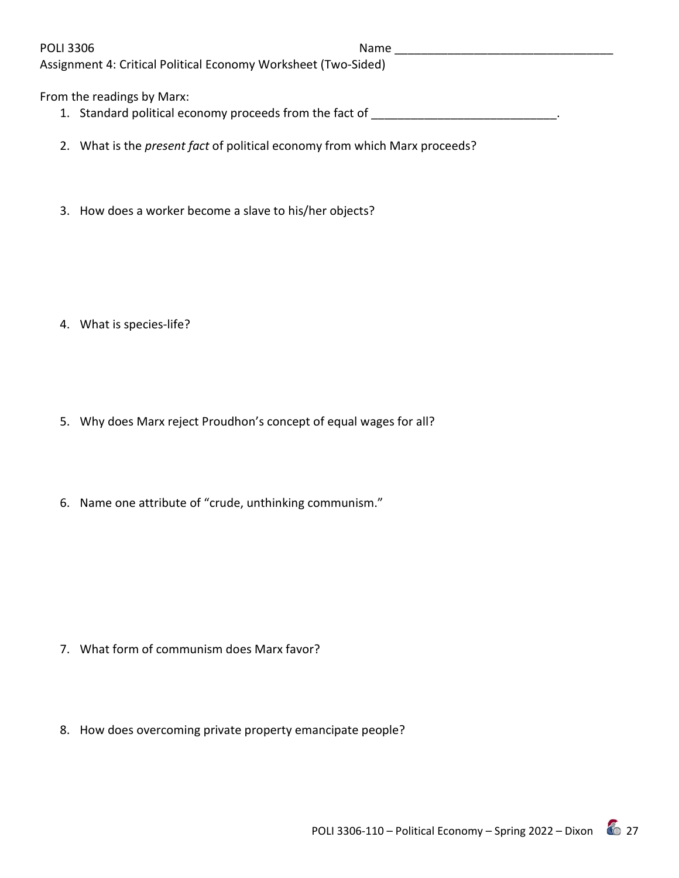POLI 3306 Name ________________________________

Assignment 4: Critical Political Economy Worksheet (Two-Sided)

From the readings by Marx:

1. Standard political economy proceeds from the fact of ___________________________.

2. What is the *present fact* of political economy from which Marx proceeds?

3. How does a worker become a slave to his/her objects?

4. What is species-life?

5. Why does Marx reject Proudhon's concept of equal wages for all?

6. Name one attribute of "crude, unthinking communism."

7. What form of communism does Marx favor?

8. How does overcoming private property emancipate people?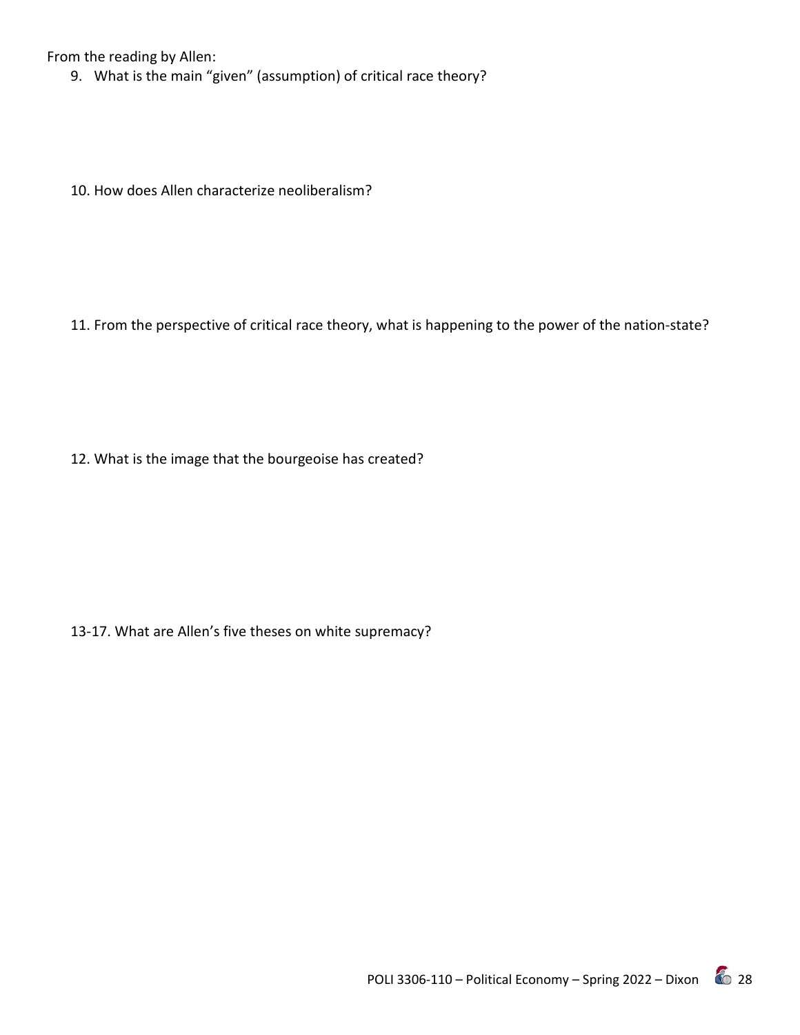From the reading by Allen:

9. What is the main "given" (assumption) of critical race theory?

10. How does Allen characterize neoliberalism?

11. From the perspective of critical race theory, what is happening to the power of the nation-state?

12. What is the image that the bourgeoise has created?

13-17. What are Allen's five theses on white supremacy?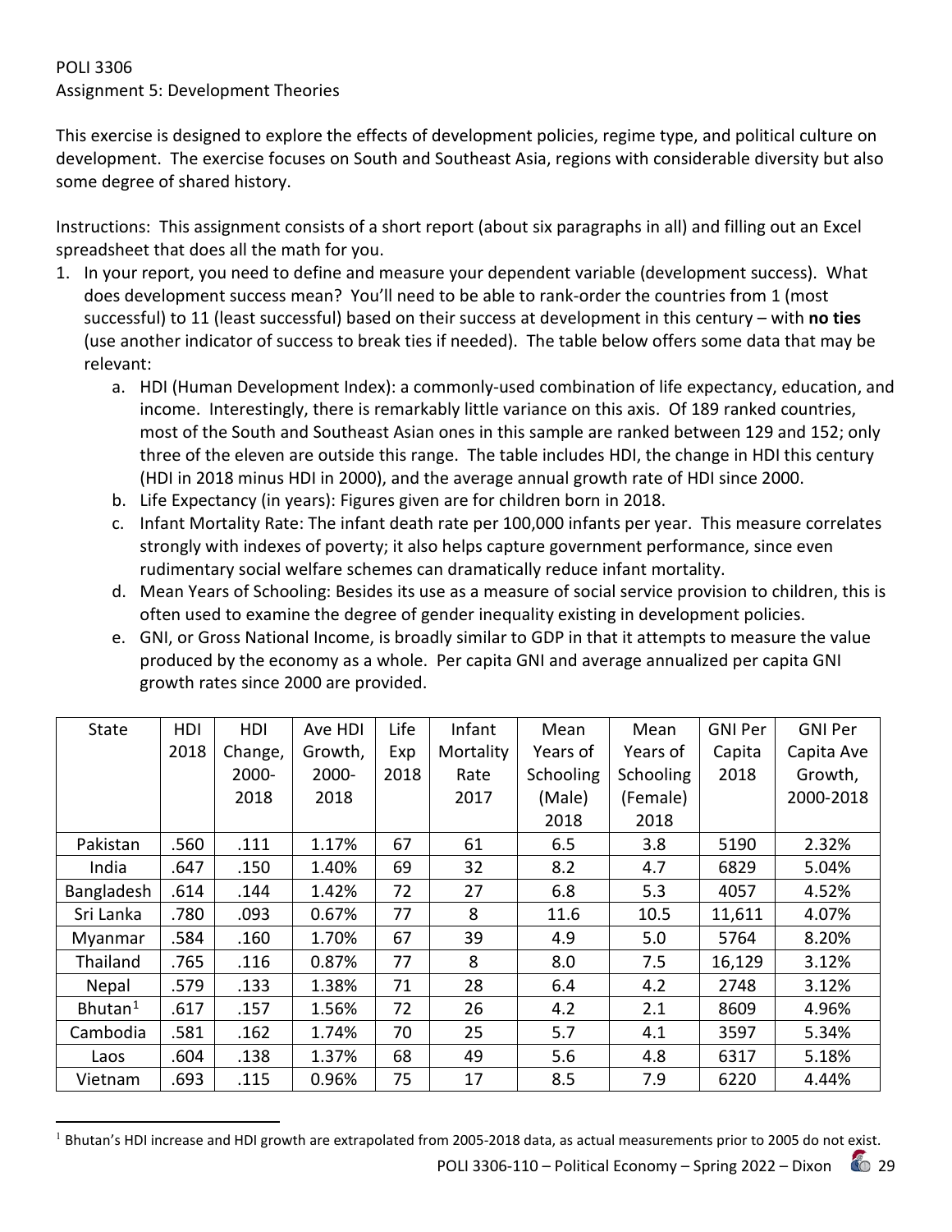POLI 3306
Assignment 5: Development Theories

This exercise is designed to explore the effects of development policies, regime type, and political culture on development. The exercise focuses on South and Southeast Asia, regions with considerable diversity but also some degree of shared history.

Instructions: This assignment consists of a short report (about six paragraphs in all) and filling out an Excel spreadsheet that does all the math for you.

1. In your report, you need to define and measure your dependent variable (development success). What does development success mean? You'll need to be able to rank-order the countries from 1 (most successful) to 11 (least successful) based on their success at development in this century – with **no ties** (use another indicator of success to break ties if needed). The table below offers some data that may be relevant:
   a. HDI (Human Development Index): a commonly-used combination of life expectancy, education, and income. Interestingly, there is remarkably little variance on this axis. Of 189 ranked countries, most of the South and Southeast Asian ones in this sample are ranked between 129 and 152; only three of the eleven are outside this range. The table includes HDI, the change in HDI this century (HDI in 2018 minus HDI in 2000), and the average annual growth rate of HDI since 2000.
   b. Life Expectancy (in years): Figures given are for children born in 2018.
   c. Infant Mortality Rate: The infant death rate per 100,000 infants per year. This measure correlates strongly with indexes of poverty; it also helps capture government performance, since even rudimentary social welfare schemes can dramatically reduce infant mortality.
   d. Mean Years of Schooling: Besides its use as a measure of social service provision to children, this is often used to examine the degree of gender inequality existing in development policies.
   e. GNI, or Gross National Income, is broadly similar to GDP in that it attempts to measure the value produced by the economy as a whole. Per capita GNI and average annualized per capita GNI growth rates since 2000 are provided.

| State | HDI 2018 | HDI Change, 2000-2018 | Ave HDI Growth, 2000-2018 | Life Exp 2018 | Infant Mortality Rate 2017 | Mean Years of Schooling (Male) 2018 | Mean Years of Schooling (Female) 2018 | GNI Per Capita 2018 | GNI Per Capita Ave Growth, 2000-2018 |
|---|---|---|---|---|---|---|---|---|---|
| Pakistan | .560 | .111 | 1.17% | 67 | 61 | 6.5 | 3.8 | 5190 | 2.32% |
| India | .647 | .150 | 1.40% | 69 | 32 | 8.2 | 4.7 | 6829 | 5.04% |
| Bangladesh | .614 | .144 | 1.42% | 72 | 27 | 6.8 | 5.3 | 4057 | 4.52% |
| Sri Lanka | .780 | .093 | 0.67% | 77 | 8 | 11.6 | 10.5 | 11,611 | 4.07% |
| Myanmar | .584 | .160 | 1.70% | 67 | 39 | 4.9 | 5.0 | 5764 | 8.20% |
| Thailand | .765 | .116 | 0.87% | 77 | 8 | 8.0 | 7.5 | 16,129 | 3.12% |
| Nepal | .579 | .133 | 1.38% | 71 | 28 | 6.4 | 4.2 | 2748 | 3.12% |
| Bhutan[1] | .617 | .157 | 1.56% | 72 | 26 | 4.2 | 2.1 | 8609 | 4.96% |
| Cambodia | .581 | .162 | 1.74% | 70 | 25 | 5.7 | 4.1 | 3597 | 5.34% |
| Laos | .604 | .138 | 1.37% | 68 | 49 | 5.6 | 4.8 | 6317 | 5.18% |
| Vietnam | .693 | .115 | 0.96% | 75 | 17 | 8.5 | 7.9 | 6220 | 4.44% |

[1] Bhutan's HDI increase and HDI growth are extrapolated from 2005-2018 data, as actual measurements prior to 2005 do not exist.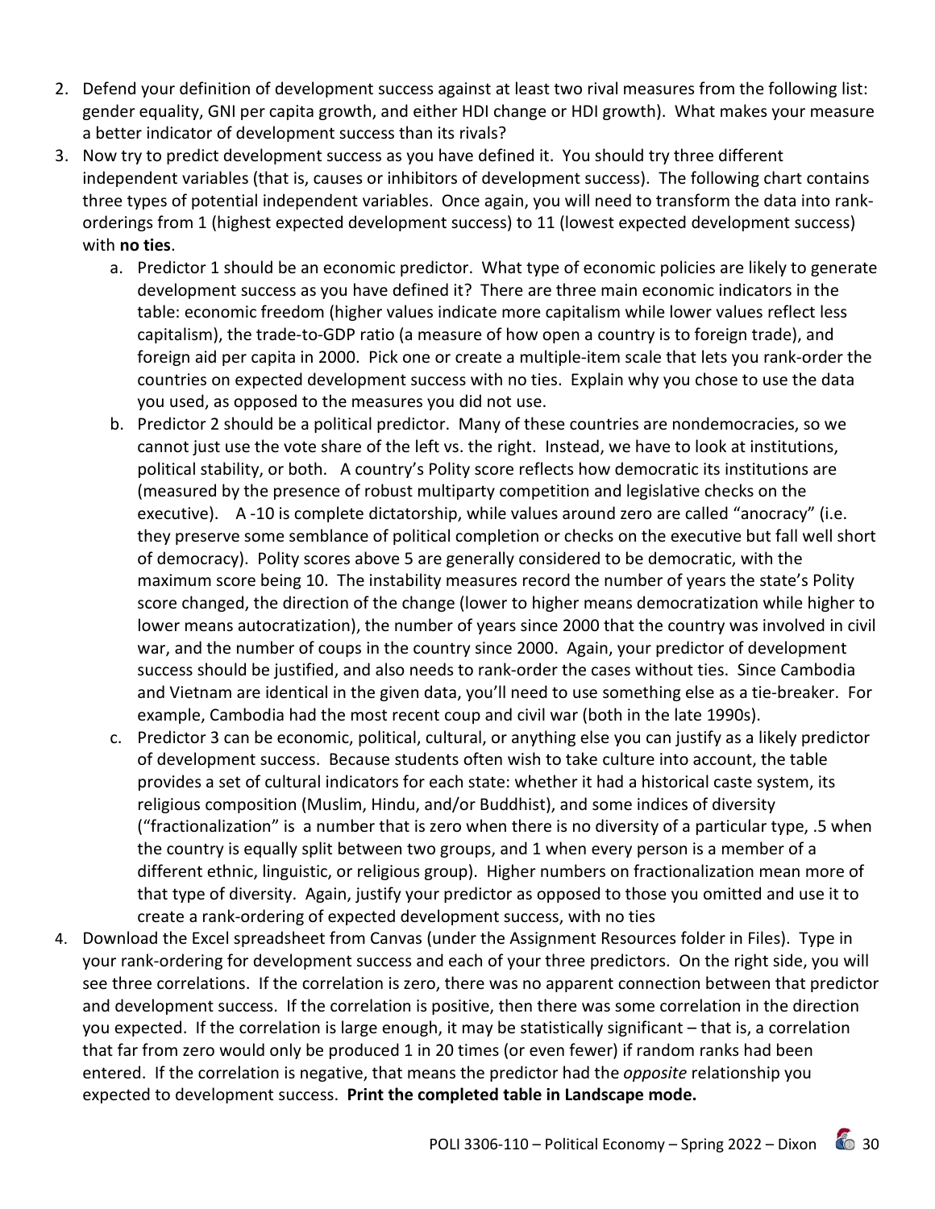2. Defend your definition of development success against at least two rival measures from the following list: gender equality, GNI per capita growth, and either HDI change or HDI growth). What makes your measure a better indicator of development success than its rivals?
3. Now try to predict development success as you have defined it. You should try three different independent variables (that is, causes or inhibitors of development success). The following chart contains three types of potential independent variables. Once again, you will need to transform the data into rank-orderings from 1 (highest expected development success) to 11 (lowest expected development success) with **no ties**.
   a. Predictor 1 should be an economic predictor. What type of economic policies are likely to generate development success as you have defined it? There are three main economic indicators in the table: economic freedom (higher values indicate more capitalism while lower values reflect less capitalism), the trade-to-GDP ratio (a measure of how open a country is to foreign trade), and foreign aid per capita in 2000. Pick one or create a multiple-item scale that lets you rank-order the countries on expected development success with no ties. Explain why you chose to use the data you used, as opposed to the measures you did not use.
   b. Predictor 2 should be a political predictor. Many of these countries are nondemocracies, so we cannot just use the vote share of the left vs. the right. Instead, we have to look at institutions, political stability, or both. A country's Polity score reflects how democratic its institutions are (measured by the presence of robust multiparty competition and legislative checks on the executive). A -10 is complete dictatorship, while values around zero are called "anocracy" (i.e. they preserve some semblance of political completion or checks on the executive but fall well short of democracy). Polity scores above 5 are generally considered to be democratic, with the maximum score being 10. The instability measures record the number of years the state's Polity score changed, the direction of the change (lower to higher means democratization while higher to lower means autocratization), the number of years since 2000 that the country was involved in civil war, and the number of coups in the country since 2000. Again, your predictor of development success should be justified, and also needs to rank-order the cases without ties. Since Cambodia and Vietnam are identical in the given data, you'll need to use something else as a tie-breaker. For example, Cambodia had the most recent coup and civil war (both in the late 1990s).
   c. Predictor 3 can be economic, political, cultural, or anything else you can justify as a likely predictor of development success. Because students often wish to take culture into account, the table provides a set of cultural indicators for each state: whether it had a historical caste system, its religious composition (Muslim, Hindu, and/or Buddhist), and some indices of diversity ("fractionalization" is a number that is zero when there is no diversity of a particular type, .5 when the country is equally split between two groups, and 1 when every person is a member of a different ethnic, linguistic, or religious group). Higher numbers on fractionalization mean more of that type of diversity. Again, justify your predictor as opposed to those you omitted and use it to create a rank-ordering of expected development success, with no ties
4. Download the Excel spreadsheet from Canvas (under the Assignment Resources folder in Files). Type in your rank-ordering for development success and each of your three predictors. On the right side, you will see three correlations. If the correlation is zero, there was no apparent connection between that predictor and development success. If the correlation is positive, then there was some correlation in the direction you expected. If the correlation is large enough, it may be statistically significant – that is, a correlation that far from zero would only be produced 1 in 20 times (or even fewer) if random ranks had been entered. If the correlation is negative, that means the predictor had the *opposite* relationship you expected to development success. **Print the completed table in Landscape mode.**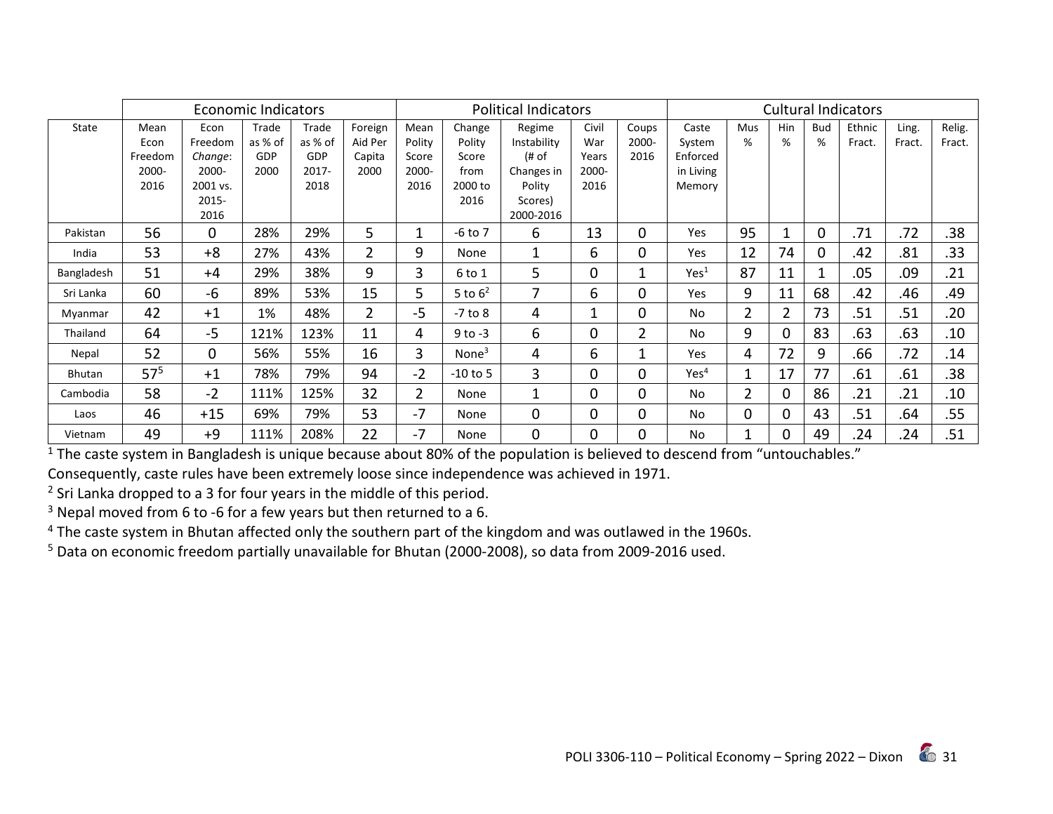| State | Economic Indicators | | | | | Political Indicators | | | | | Cultural Indicators | | | | | | |
|---|---|---|---|---|---|---|---|---|---|---|---|---|---|---|---|---|---|
| | Mean Econ Freedom 2000-2016 | Econ Freedom *Change*: 2000-2001 vs. 2015-2016 | Trade as % of GDP 2000 | Trade as % of GDP 2017-2018 | Foreign Aid Per Capita 2000 | Mean Polity Score 2000-2016 | Change Polity Score from 2000 to 2016 | Regime Instability (# of Changes in Polity Scores) 2000-2016 | Civil War Years 2000-2016 | Coups 2000-2016 | Caste System Enforced in Living Memory | Mus % | Hin % | Bud % | Ethnic Fract. | Ling. Fract. | Relig. Fract. |
| Pakistan | 56 | 0 | 28% | 29% | 5 | 1 | -6 to 7 | 6 | 13 | 0 | Yes | 95 | 1 | 0 | .71 | .72 | .38 |
| India | 53 | +8 | 27% | 43% | 2 | 9 | None | 1 | 6 | 0 | Yes | 12 | 74 | 0 | .42 | .81 | .33 |
| Bangladesh | 51 | +4 | 29% | 38% | 9 | 3 | 6 to 1 | 5 | 0 | 1 | Yes[1] | 87 | 11 | 1 | .05 | .09 | .21 |
| Sri Lanka | 60 | -6 | 89% | 53% | 15 | 5 | 5 to 6[2] | 7 | 6 | 0 | Yes | 9 | 11 | 68 | .42 | .46 | .49 |
| Myanmar | 42 | +1 | 1% | 48% | 2 | -5 | -7 to 8 | 4 | 1 | 0 | No | 2 | 2 | 73 | .51 | .51 | .20 |
| Thailand | 64 | -5 | 121% | 123% | 11 | 4 | 9 to -3 | 6 | 0 | 2 | No | 9 | 0 | 83 | .63 | .63 | .10 |
| Nepal | 52 | 0 | 56% | 55% | 16 | 3 | None[3] | 4 | 6 | 1 | Yes | 4 | 72 | 9 | .66 | .72 | .14 |
| Bhutan | 57[5] | +1 | 78% | 79% | 94 | -2 | -10 to 5 | 3 | 0 | 0 | Yes[4] | 1 | 17 | 77 | .61 | .61 | .38 |
| Cambodia | 58 | -2 | 111% | 125% | 32 | 2 | None | 1 | 0 | 0 | No | 2 | 0 | 86 | .21 | .21 | .10 |
| Laos | 46 | +15 | 69% | 79% | 53 | -7 | None | 0 | 0 | 0 | No | 0 | 0 | 43 | .51 | .64 | .55 |
| Vietnam | 49 | +9 | 111% | 208% | 22 | -7 | None | 0 | 0 | 0 | No | 1 | 0 | 49 | .24 | .24 | .51 |

[1] The caste system in Bangladesh is unique because about 80% of the population is believed to descend from "untouchables." Consequently, caste rules have been extremely loose since independence was achieved in 1971.

[2] Sri Lanka dropped to a 3 for four years in the middle of this period.

[3] Nepal moved from 6 to -6 for a few years but then returned to a 6.

[4] The caste system in Bhutan affected only the southern part of the kingdom and was outlawed in the 1960s.

[5] Data on economic freedom partially unavailable for Bhutan (2000-2008), so data from 2009-2016 used.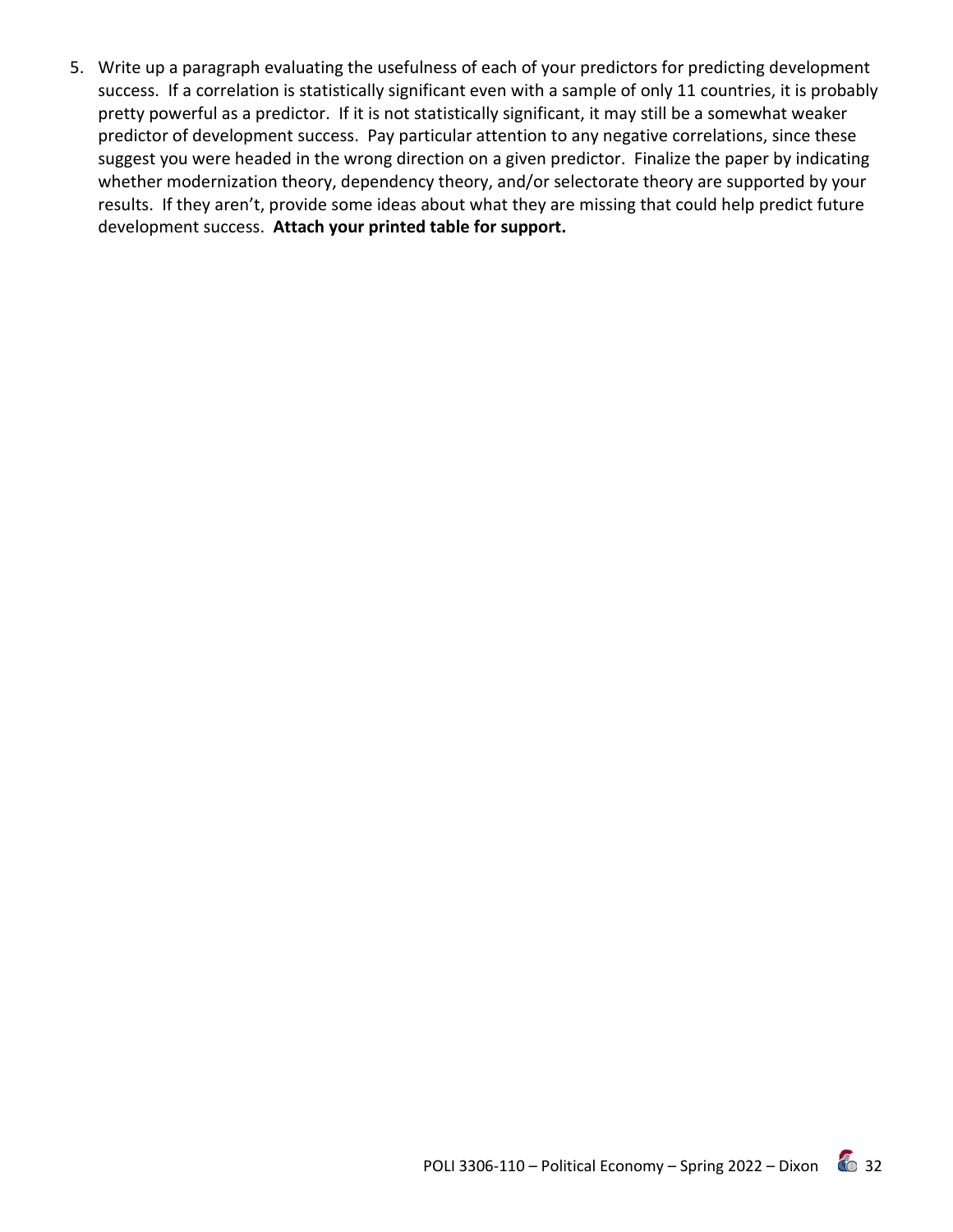5. Write up a paragraph evaluating the usefulness of each of your predictors for predicting development success. If a correlation is statistically significant even with a sample of only 11 countries, it is probably pretty powerful as a predictor. If it is not statistically significant, it may still be a somewhat weaker predictor of development success. Pay particular attention to any negative correlations, since these suggest you were headed in the wrong direction on a given predictor. Finalize the paper by indicating whether modernization theory, dependency theory, and/or selectorate theory are supported by your results. If they aren't, provide some ideas about what they are missing that could help predict future development success. **Attach your printed table for support.**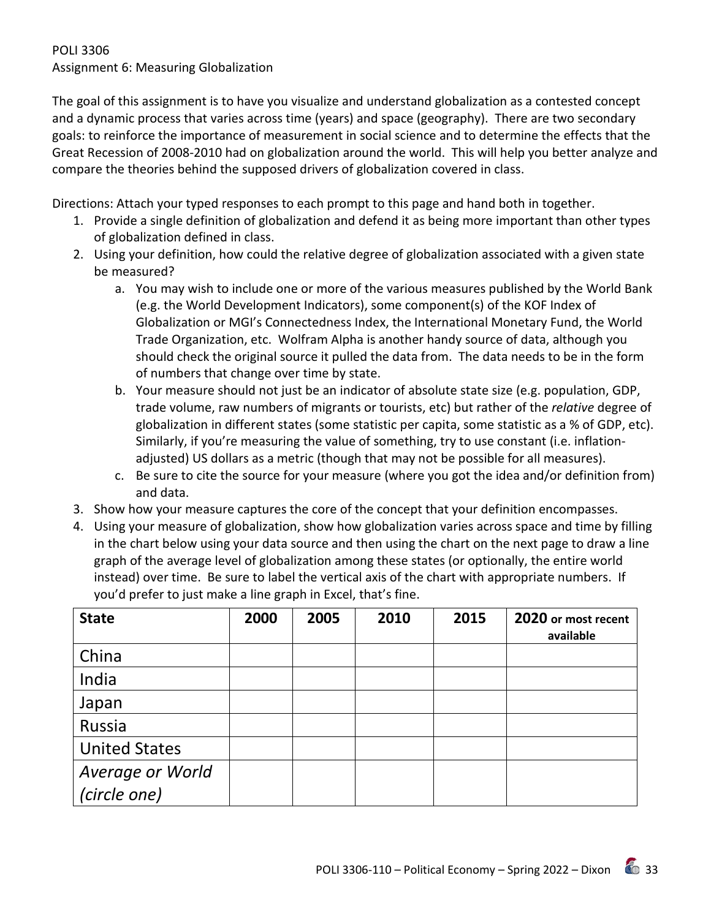POLI 3306
Assignment 6: Measuring Globalization

The goal of this assignment is to have you visualize and understand globalization as a contested concept and a dynamic process that varies across time (years) and space (geography). There are two secondary goals: to reinforce the importance of measurement in social science and to determine the effects that the Great Recession of 2008-2010 had on globalization around the world. This will help you better analyze and compare the theories behind the supposed drivers of globalization covered in class.

Directions: Attach your typed responses to each prompt to this page and hand both in together.

1. Provide a single definition of globalization and defend it as being more important than other types of globalization defined in class.
2. Using your definition, how could the relative degree of globalization associated with a given state be measured?
   a. You may wish to include one or more of the various measures published by the World Bank (e.g. the World Development Indicators), some component(s) of the KOF Index of Globalization or MGI's Connectedness Index, the International Monetary Fund, the World Trade Organization, etc. Wolfram Alpha is another handy source of data, although you should check the original source it pulled the data from. The data needs to be in the form of numbers that change over time by state.
   b. Your measure should not just be an indicator of absolute state size (e.g. population, GDP, trade volume, raw numbers of migrants or tourists, etc) but rather of the *relative* degree of globalization in different states (some statistic per capita, some statistic as a % of GDP, etc). Similarly, if you're measuring the value of something, try to use constant (i.e. inflation-adjusted) US dollars as a metric (though that may not be possible for all measures).
   c. Be sure to cite the source for your measure (where you got the idea and/or definition from) and data.
3. Show how your measure captures the core of the concept that your definition encompasses.
4. Using your measure of globalization, show how globalization varies across space and time by filling in the chart below using your data source and then using the chart on the next page to draw a line graph of the average level of globalization among these states (or optionally, the entire world instead) over time. Be sure to label the vertical axis of the chart with appropriate numbers. If you'd prefer to just make a line graph in Excel, that's fine.

| **State** | **2000** | **2005** | **2010** | **2015** | **2020 or most recent available** |
|---|---|---|---|---|---|
| China | | | | | |
| India | | | | | |
| Japan | | | | | |
| Russia | | | | | |
| United States | | | | | |
| *Average or World (circle one)* | | | | | |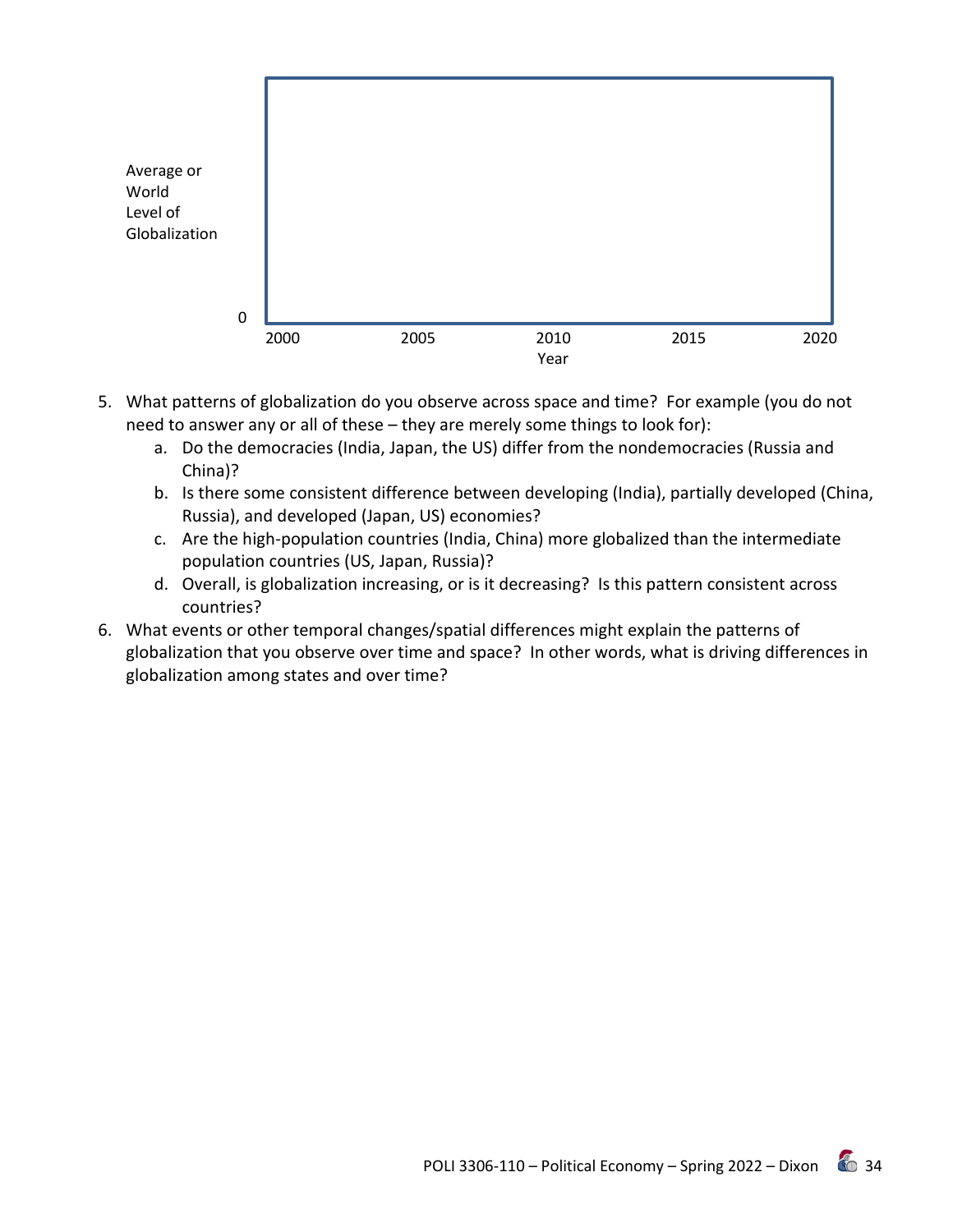Average or World Level of Globalization

0

2000 2005 2010 2015 2020

Year

5. What patterns of globalization do you observe across space and time? For example (you do not need to answer any or all of these – they are merely some things to look for):
   a. Do the democracies (India, Japan, the US) differ from the nondemocracies (Russia and China)?
   b. Is there some consistent difference between developing (India), partially developed (China, Russia), and developed (Japan, US) economies?
   c. Are the high-population countries (India, China) more globalized than the intermediate population countries (US, Japan, Russia)?
   d. Overall, is globalization increasing, or is it decreasing? Is this pattern consistent across countries?
6. What events or other temporal changes/spatial differences might explain the patterns of globalization that you observe over time and space? In other words, what is driving differences in globalization among states and over time?